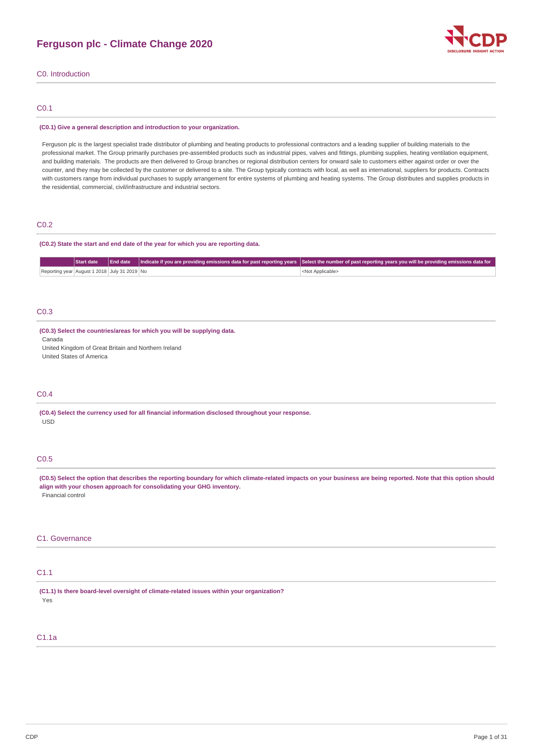# Ferguson plc - Climate Change 2020

## C0. Introduction

### C0.1

**(C0.1) Give a general description and introduction to your organization.**

Ferguson plc is the largest specialist trade distributor of plumbing and heating products to professional contractors and a leading supplier of building materials to the professional market. The Group primarily purchases pre-assembled products such as industrial pipes, valves and fittings, plumbing supplies, heating ventilation equipment, and building materials. The products are then delivered to Group branches or regional distribution centers for onward sale to customers either against order or over the counter, and they may be collected by the customer or delivered to a site. The Group typically contracts with local, as well as international, suppliers for products. Contracts with customers range from individual purchases to supply arrangement for entire systems of plumbing and heating systems. The Group distributes and supplies products in the residential, commercial, civil/infrastructure and industrial sectors.

### C0.2

**(C0.2) State the start and end date of the year for which you are reporting data.**

| | Start date | End date | Indicate if you are providing emissions data for past reporting years | Select the number of past reporting years you will be providing emissions data for |
|---|---|---|---|---|
| Reporting year | August 1 2018 | July 31 2019 | No | <Not Applicable> |

### C0.3

**(C0.3) Select the countries/areas for which you will be supplying data.**

Canada
United Kingdom of Great Britain and Northern Ireland
United States of America

### C0.4

**(C0.4) Select the currency used for all financial information disclosed throughout your response.**

USD

### C0.5

**(C0.5) Select the option that describes the reporting boundary for which climate-related impacts on your business are being reported. Note that this option should align with your chosen approach for consolidating your GHG inventory.**

Financial control

## C1. Governance

### C1.1

**(C1.1) Is there board-level oversight of climate-related issues within your organization?**

Yes

### C1.1a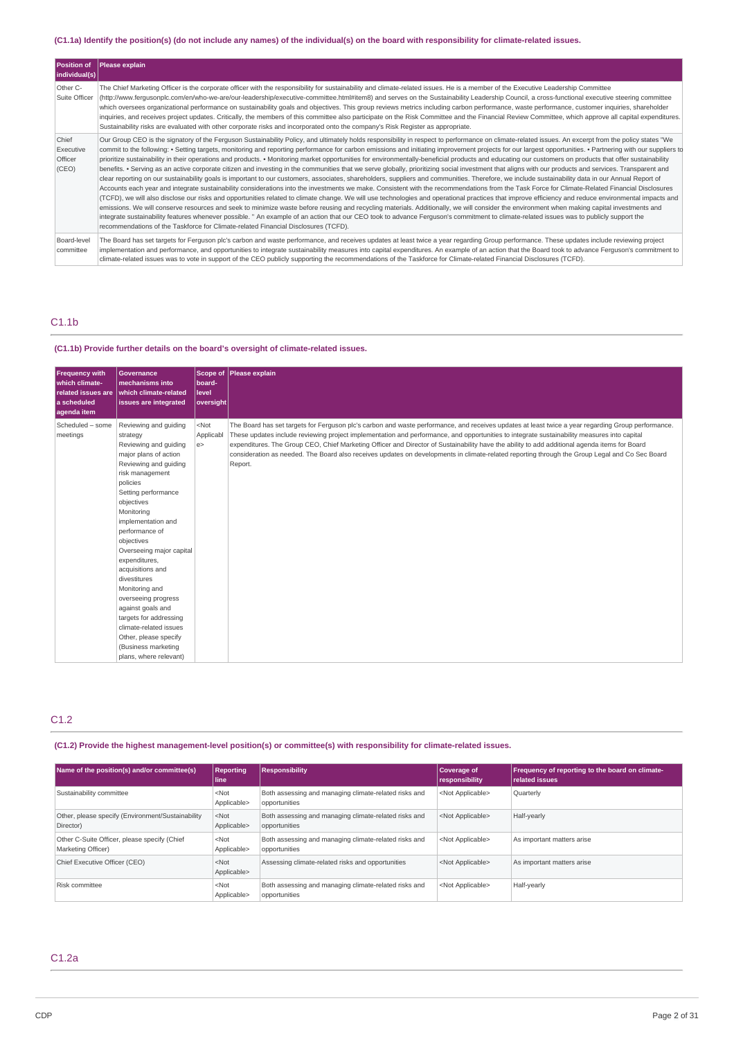#### (C1.1a) Identify the position(s) (do not include any names) of the individual(s) on the board with responsibility for climate-related issues.

| Position of individual(s) | Please explain |
|---|---|
| Other C-Suite Officer | The Chief Marketing Officer is the corporate officer with the responsibility for sustainability and climate-related issues. He is a member of the Executive Leadership Committee (http://www.fergusonplc.com/en/who-we-are/our-leadership/executive-committee.html#item8) and serves on the Sustainability Leadership Council, a cross-functional executive steering committee which oversees organizational performance on sustainability goals and objectives. This group reviews metrics including carbon performance, waste performance, customer inquiries, shareholder inquiries, and receives project updates. Critically, the members of this committee also participate on the Risk Committee and the Financial Review Committee, which approve all capital expenditures. Sustainability risks are evaluated with other corporate risks and incorporated onto the company's Risk Register as appropriate. |
| Chief Executive Officer (CEO) | Our Group CEO is the signatory of the Ferguson Sustainability Policy, and ultimately holds responsibility in respect to performance on climate-related issues. An excerpt from the policy states "We commit to the following: • Setting targets, monitoring and reporting performance for carbon emissions and initiating improvement projects for our largest opportunities. • Partnering with our suppliers to prioritize sustainability in their operations and products. • Monitoring market opportunities for environmentally-beneficial products and educating our customers on products that offer sustainability benefits. • Serving as an active corporate citizen and investing in the communities that we serve globally, prioritizing social investment that aligns with our products and services. Transparent and clear reporting on our sustainability goals is important to our customers, associates, shareholders, suppliers and communities. Therefore, we include sustainability data in our Annual Report of Accounts each year and integrate sustainability considerations into the investments we make. Consistent with the recommendations from the Task Force for Climate-Related Financial Disclosures (TCFD), we will also disclose our risks and opportunities related to climate change. We will use technologies and operational practices that improve efficiency and reduce environmental impacts and emissions. We will conserve resources and seek to minimize waste before reusing and recycling materials. Additionally, we will consider the environment when making capital investments and integrate sustainability features whenever possible. " An example of an action that our CEO took to advance Ferguson's commitment to climate-related issues was to publicly support the recommendations of the Taskforce for Climate-related Financial Disclosures (TCFD). |
| Board-level committee | The Board has set targets for Ferguson plc's carbon and waste performance, and receives updates at least twice a year regarding Group performance. These updates include reviewing project implementation and performance, and opportunities to integrate sustainability measures into capital expenditures. An example of an action that the Board took to advance Ferguson's commitment to climate-related issues was to vote in support of the CEO publicly supporting the recommendations of the Taskforce for Climate-related Financial Disclosures (TCFD). |

## C1.1b

#### (C1.1b) Provide further details on the board's oversight of climate-related issues.

| Frequency with which climate-related issues are a scheduled agenda item | Governance mechanisms into which climate-related issues are integrated | Scope of board-level oversight | Please explain |
|---|---|---|---|
| Scheduled – some meetings | Reviewing and guiding strategy<br>Reviewing and guiding major plans of action<br>Reviewing and guiding risk management policies<br>Setting performance objectives<br>Monitoring implementation and performance of objectives<br>Overseeing major capital expenditures, acquisitions and divestitures<br>Monitoring and overseeing progress against goals and targets for addressing climate-related issues<br>Other, please specify (Business marketing plans, where relevant) | <Not Applicable> | The Board has set targets for Ferguson plc's carbon and waste performance, and receives updates at least twice a year regarding Group performance. These updates include reviewing project implementation and performance, and opportunities to integrate sustainability measures into capital expenditures. The Group CEO, Chief Marketing Officer and Director of Sustainability have the ability to add additional agenda items for Board consideration as needed. The Board also receives updates on developments in climate-related reporting through the Group Legal and Co Sec Board Report. |

## C1.2

#### (C1.2) Provide the highest management-level position(s) or committee(s) with responsibility for climate-related issues.

| Name of the position(s) and/or committee(s) | Reporting line | Responsibility | Coverage of responsibility | Frequency of reporting to the board on climate-related issues |
|---|---|---|---|---|
| Sustainability committee | <Not Applicable> | Both assessing and managing climate-related risks and opportunities | <Not Applicable> | Quarterly |
| Other, please specify (Environment/Sustainability Director) | <Not Applicable> | Both assessing and managing climate-related risks and opportunities | <Not Applicable> | Half-yearly |
| Other C-Suite Officer, please specify (Chief Marketing Officer) | <Not Applicable> | Both assessing and managing climate-related risks and opportunities | <Not Applicable> | As important matters arise |
| Chief Executive Officer (CEO) | <Not Applicable> | Assessing climate-related risks and opportunities | <Not Applicable> | As important matters arise |
| Risk committee | <Not Applicable> | Both assessing and managing climate-related risks and opportunities | <Not Applicable> | Half-yearly |

## C1.2a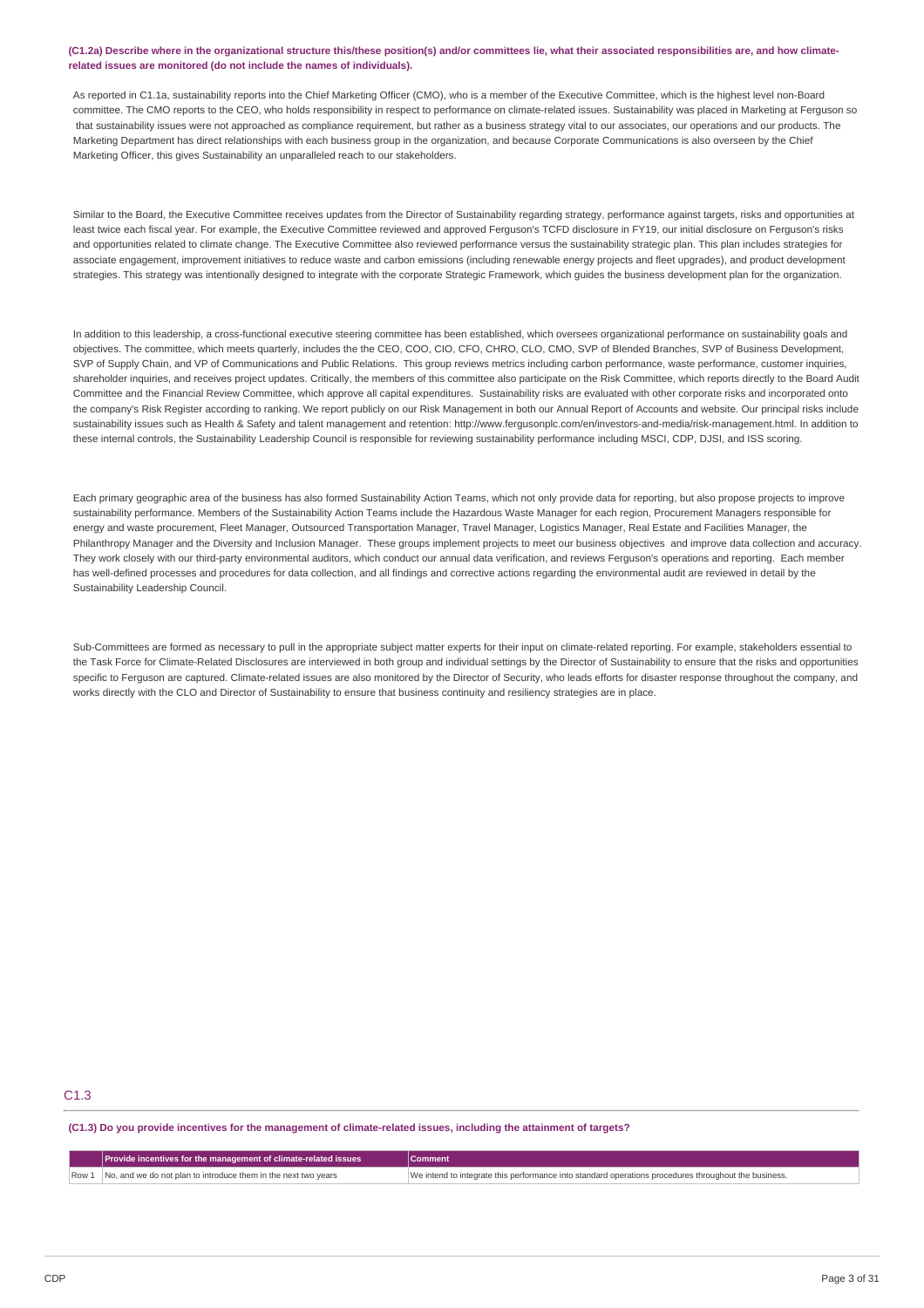**(C1.2a) Describe where in the organizational structure this/these position(s) and/or committees lie, what their associated responsibilities are, and how climate-related issues are monitored (do not include the names of individuals).**

As reported in C1.1a, sustainability reports into the Chief Marketing Officer (CMO), who is a member of the Executive Committee, which is the highest level non-Board committee. The CMO reports to the CEO, who holds responsibility in respect to performance on climate-related issues. Sustainability was placed in Marketing at Ferguson so that sustainability issues were not approached as compliance requirement, but rather as a business strategy vital to our associates, our operations and our products. The Marketing Department has direct relationships with each business group in the organization, and because Corporate Communications is also overseen by the Chief Marketing Officer, this gives Sustainability an unparalleled reach to our stakeholders.

Similar to the Board, the Executive Committee receives updates from the Director of Sustainability regarding strategy, performance against targets, risks and opportunities at least twice each fiscal year. For example, the Executive Committee reviewed and approved Ferguson's TCFD disclosure in FY19, our initial disclosure on Ferguson's risks and opportunities related to climate change. The Executive Committee also reviewed performance versus the sustainability strategic plan. This plan includes strategies for associate engagement, improvement initiatives to reduce waste and carbon emissions (including renewable energy projects and fleet upgrades), and product development strategies. This strategy was intentionally designed to integrate with the corporate Strategic Framework, which guides the business development plan for the organization.

In addition to this leadership, a cross-functional executive steering committee has been established, which oversees organizational performance on sustainability goals and objectives. The committee, which meets quarterly, includes the the CEO, COO, CIO, CFO, CHRO, CLO, CMO, SVP of Blended Branches, SVP of Business Development, SVP of Supply Chain, and VP of Communications and Public Relations. This group reviews metrics including carbon performance, waste performance, customer inquiries, shareholder inquiries, and receives project updates. Critically, the members of this committee also participate on the Risk Committee, which reports directly to the Board Audit Committee and the Financial Review Committee, which approve all capital expenditures. Sustainability risks are evaluated with other corporate risks and incorporated onto the company's Risk Register according to ranking. We report publicly on our Risk Management in both our Annual Report of Accounts and website. Our principal risks include sustainability issues such as Health & Safety and talent management and retention: http://www.fergusonplc.com/en/investors-and-media/risk-management.html. In addition to these internal controls, the Sustainability Leadership Council is responsible for reviewing sustainability performance including MSCI, CDP, DJSI, and ISS scoring.

Each primary geographic area of the business has also formed Sustainability Action Teams, which not only provide data for reporting, but also propose projects to improve sustainability performance. Members of the Sustainability Action Teams include the Hazardous Waste Manager for each region, Procurement Managers responsible for energy and waste procurement, Fleet Manager, Outsourced Transportation Manager, Travel Manager, Logistics Manager, Real Estate and Facilities Manager, the Philanthropy Manager and the Diversity and Inclusion Manager. These groups implement projects to meet our business objectives and improve data collection and accuracy. They work closely with our third-party environmental auditors, which conduct our annual data verification, and reviews Ferguson's operations and reporting. Each member has well-defined processes and procedures for data collection, and all findings and corrective actions regarding the environmental audit are reviewed in detail by the Sustainability Leadership Council.

Sub-Committees are formed as necessary to pull in the appropriate subject matter experts for their input on climate-related reporting. For example, stakeholders essential to the Task Force for Climate-Related Disclosures are interviewed in both group and individual settings by the Director of Sustainability to ensure that the risks and opportunities specific to Ferguson are captured. Climate-related issues are also monitored by the Director of Security, who leads efforts for disaster response throughout the company, and works directly with the CLO and Director of Sustainability to ensure that business continuity and resiliency strategies are in place.

## C1.3

**(C1.3) Do you provide incentives for the management of climate-related issues, including the attainment of targets?**

| | Provide incentives for the management of climate-related issues | Comment |
|---|---|---|
| Row 1 | No, and we do not plan to introduce them in the next two years | We intend to integrate this performance into standard operations procedures throughout the business. |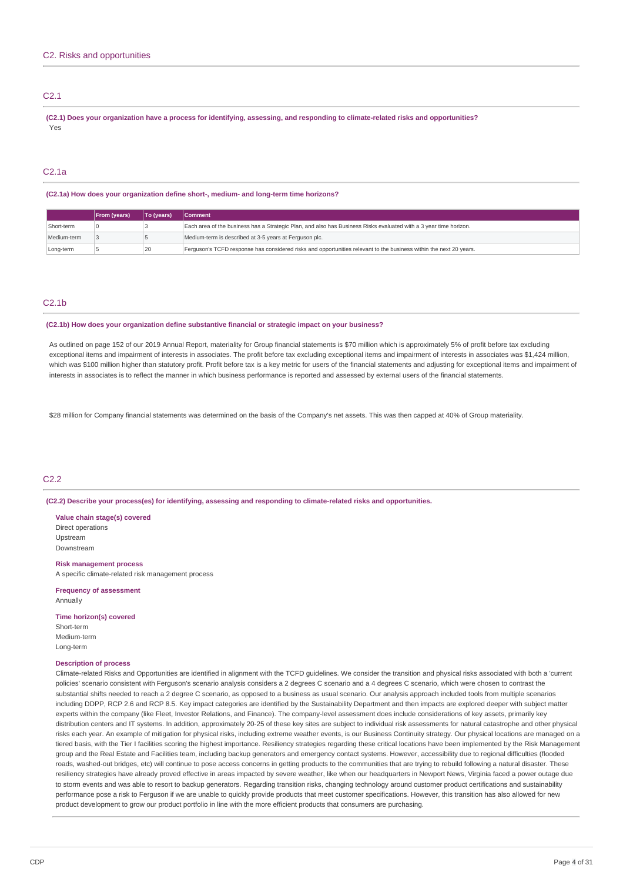## C2. Risks and opportunities

### C2.1

**(C2.1) Does your organization have a process for identifying, assessing, and responding to climate-related risks and opportunities?**

Yes

### C2.1a

**(C2.1a) How does your organization define short-, medium- and long-term time horizons?**

| | From (years) | To (years) | Comment |
|---|---|---|---|
| Short-term | 0 | 3 | Each area of the business has a Strategic Plan, and also has Business Risks evaluated with a 3 year time horizon. |
| Medium-term | 3 | 5 | Medium-term is described at 3-5 years at Ferguson plc. |
| Long-term | 5 | 20 | Ferguson's TCFD response has considered risks and opportunities relevant to the business within the next 20 years. |

### C2.1b

**(C2.1b) How does your organization define substantive financial or strategic impact on your business?**

As outlined on page 152 of our 2019 Annual Report, materiality for Group financial statements is $70 million which is approximately 5% of profit before tax excluding exceptional items and impairment of interests in associates. The profit before tax excluding exceptional items and impairment of interests in associates was $1,424 million, which was $100 million higher than statutory profit. Profit before tax is a key metric for users of the financial statements and adjusting for exceptional items and impairment of interests in associates is to reflect the manner in which business performance is reported and assessed by external users of the financial statements.

$28 million for Company financial statements was determined on the basis of the Company's net assets. This was then capped at 40% of Group materiality.

### C2.2

**(C2.2) Describe your process(es) for identifying, assessing and responding to climate-related risks and opportunities.**

**Value chain stage(s) covered**

Direct operations
Upstream
Downstream

**Risk management process**

A specific climate-related risk management process

**Frequency of assessment**

Annually

**Time horizon(s) covered**

Short-term
Medium-term
Long-term

**Description of process**

Climate-related Risks and Opportunities are identified in alignment with the TCFD guidelines. We consider the transition and physical risks associated with both a 'current policies' scenario consistent with Ferguson's scenario analysis considers a 2 degrees C scenario and a 4 degrees C scenario, which were chosen to contrast the substantial shifts needed to reach a 2 degree C scenario, as opposed to a business as usual scenario. Our analysis approach included tools from multiple scenarios including DDPP, RCP 2.6 and RCP 8.5. Key impact categories are identified by the Sustainability Department and then impacts are explored deeper with subject matter experts within the company (like Fleet, Investor Relations, and Finance). The company-level assessment does include considerations of key assets, primarily key distribution centers and IT systems. In addition, approximately 20-25 of these key sites are subject to individual risk assessments for natural catastrophe and other physical risks each year. An example of mitigation for physical risks, including extreme weather events, is our Business Continuity strategy. Our physical locations are managed on a tiered basis, with the Tier I facilities scoring the highest importance. Resiliency strategies regarding these critical locations have been implemented by the Risk Management group and the Real Estate and Facilities team, including backup generators and emergency contact systems. However, accessibility due to regional difficulties (flooded roads, washed-out bridges, etc) will continue to pose access concerns in getting products to the communities that are trying to rebuild following a natural disaster. These resiliency strategies have already proved effective in areas impacted by severe weather, like when our headquarters in Newport News, Virginia faced a power outage due to storm events and was able to resort to backup generators. Regarding transition risks, changing technology around customer product certifications and sustainability performance pose a risk to Ferguson if we are unable to quickly provide products that meet customer specifications. However, this transition has also allowed for new product development to grow our product portfolio in line with the more efficient products that consumers are purchasing.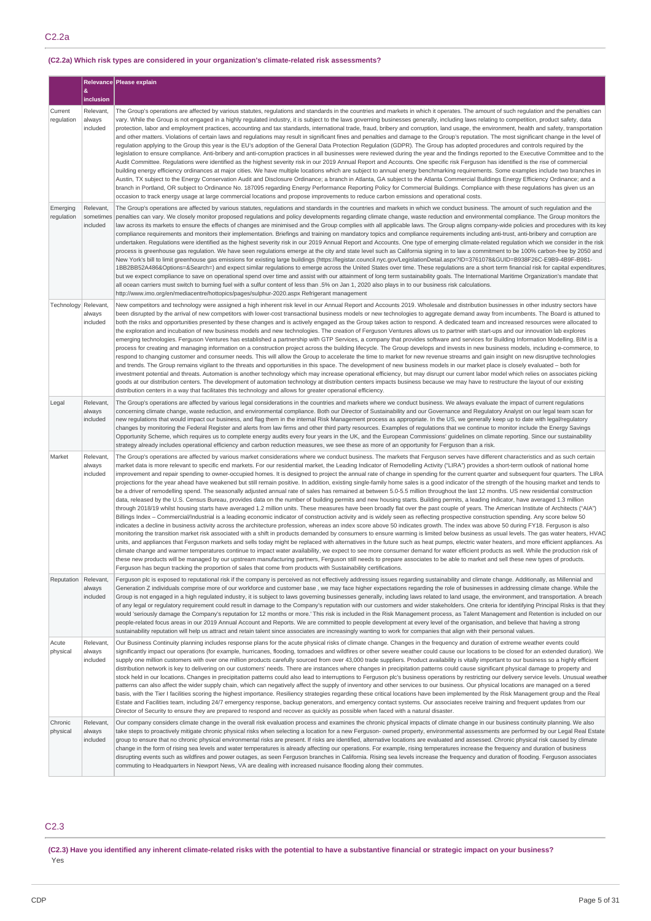## C2.2a

**(C2.2a) Which risk types are considered in your organization's climate-related risk assessments?**

| | Relevance & inclusion | Please explain |
|---|---|---|
| Current regulation | Relevant, always included | The Group's operations are affected by various statutes, regulations and standards in the countries and markets in which it operates. The amount of such regulation and the penalties can vary. While the Group is not engaged in a highly regulated industry, it is subject to the laws governing businesses generally, including laws relating to competition, product safety, data protection, labor and employment practices, accounting and tax standards, international trade, fraud, bribery and corruption, land usage, the environment, health and safety, transportation and other matters. Violations of certain laws and regulations may result in significant fines and penalties and damage to the Group's reputation. The most significant change in the level of regulation applying to the Group this year is the EU's adoption of the General Data Protection Regulation (GDPR). The Group has adopted procedures and controls required by the legislation to ensure compliance. Anti-bribery and anti-corruption practices in all businesses were reviewed during the year and the findings reported to the Executive Committee and to the Audit Committee. Regulations were identified as the highest severity risk in our 2019 Annual Report and Accounts. One specific risk Ferguson has identified is the rise of commercial building energy efficiency ordinances at major cities. We have multiple locations which are subject to annual energy benchmarking requirements. Some examples include two branches in Austin, TX subject to the Energy Conservation Audit and Disclosure Ordinance; a branch in Atlanta, GA subject to the Atlanta Commercial Buildings Energy Efficiency Ordinance; and a branch in Portland, OR subject to Ordinance No. 187095 regarding Energy Performance Reporting Policy for Commercial Buildings. Compliance with these regulations has given us an occasion to track energy usage at large commercial locations and propose improvements to reduce carbon emissions and operational costs. |
| Emerging regulation | Relevant, sometimes included | The Group's operations are affected by various statutes, regulations and standards in the countries and markets in which we conduct business. The amount of such regulation and the penalties can vary. We closely monitor proposed regulations and policy developments regarding climate change, waste reduction and environmental compliance. The Group monitors the law across its markets to ensure the effects of changes are minimised and the Group complies with all applicable laws. The Group aligns company-wide policies and procedures with its key compliance requirements and monitors their implementation. Briefings and training on mandatory topics and compliance requirements including anti-trust, anti-bribery and corruption are undertaken. Regulations were identified as the highest severity risk in our 2019 Annual Report and Accounts. One type of emerging climate-related regulation which we consider in the risk process is greenhouse gas regulation. We have seen regulations emerge at the city and state level such as California signing in to law a commitment to be 100% carbon-free by 2050 and New York's bill to limit greenhouse gas emissions for existing large buildings (https://legistar.council.nyc.gov/LegislationDetail.aspx?ID=3761078&GUID=B938F26C-E9B9-4B9F-B981-1BB2BB52A486&Options=&Search=) and expect similar regulations to emerge across the United States over time. These regulations are a short term financial risk for capital expenditures, but we expect compliance to save on operational spend over time and assist with our attainment of long term sustainability goals. The International Maritime Organization's mandate that all ocean carriers must switch to burning fuel with a sulfur content of less than .5% on Jan 1, 2020 also plays in to our business risk calculations. http://www.imo.org/en/mediacentre/hottopics/pages/sulphur-2020.aspx Refrigerant management |
| Technology | Relevant, always included | New competitors and technology were assigned a high inherent risk level in our Annual Report and Accounts 2019. Wholesale and distribution businesses in other industry sectors have been disrupted by the arrival of new competitors with lower-cost transactional business models or new technologies to aggregate demand away from incumbents. The Board is attuned to both the risks and opportunities presented by these changes and is actively engaged as the Group takes action to respond. A dedicated team and increased resources were allocated to the exploration and incubation of new business models and new technologies. The creation of Ferguson Ventures allows us to partner with start-ups and our innovation lab explores emerging technologies. Ferguson Ventures has established a partnership with GTP Services, a company that provides software and services for Building Information Modelling. BIM is a process for creating and managing information on a construction project across the building lifecycle. The Group develops and invests in new business models, including e-commerce, to respond to changing customer and consumer needs. This will allow the Group to accelerate the time to market for new revenue streams and gain insight on new disruptive technologies and trends. The Group remains vigilant to the threats and opportunities in this space. The development of new business models in our market place is closely evaluated – both for investment potential and threats. Automation is another technology which may increase operational efficiency, but may disrupt our current labor model which relies on associates picking goods at our distribution centers. The development of automation technology at distribution centers impacts business because we may have to restructure the layout of our existing distribution centers in a way that facilitates this technology and allows for greater operational efficiency. |
| Legal | Relevant, always included | The Group's operations are affected by various legal considerations in the countries and markets where we conduct business. We always evaluate the impact of current regulations concerning climate change, waste reduction, and environmental compliance. Both our Director of Sustainability and our Governance and Regulatory Analyst on our legal team scan for new regulations that would impact our business, and flag them in the internal Risk Management process as appropriate. In the US, we generally keep up to date with legal/regulatory changes by monitoring the Federal Register and alerts from law firms and other third party resources. Examples of regulations that we continue to monitor include the Energy Savings Opportunity Scheme, which requires us to complete energy audits every four years in the UK, and the European Commissions' guidelines on climate reporting. Since our sustainability strategy already includes operational efficiency and carbon reduction measures, we see these as more of an opportunity for Ferguson than a risk. |
| Market | Relevant, always included | The Group's operations are affected by various market considerations where we conduct business. The markets that Ferguson serves have different characteristics and as such certain market data is more relevant to specific end markets. For our residential market, the Leading Indicator of Remodelling Activity ("LIRA") provides a short-term outlook of national home improvement and repair spending to owner-occupied homes. It is designed to project the annual rate of change in spending for the current quarter and subsequent four quarters. The LIRA projections for the year ahead have weakened but still remain positive. In addition, existing single-family home sales is a good indicator of the strength of the housing market and tends to be a driver of remodelling spend. The seasonally adjusted annual rate of sales has remained at between 5.0-5.5 million throughout the last 12 months. US new residential construction data, released by the U.S. Census Bureau, provides data on the number of building permits and new housing starts. Building permits, a leading indicator, have averaged 1.3 million through 2018/19 whilst housing starts have averaged 1.2 million units. These measures have been broadly flat over the past couple of years. The American Institute of Architects ("AIA") Billings Index – Commercial/Industrial is a leading economic indicator of construction activity and is widely seen as reflecting prospective construction spending. Any score below 50 indicates a decline in business activity across the architecture profession, whereas an index score above 50 indicates growth. The index was above 50 during FY18. Ferguson is also monitoring the transition market risk associated with a shift in products demanded by consumers to ensure warming is limited below business as usual levels. The gas water heaters, HVAC units, and appliances that Ferguson markets and sells today might be replaced with alternatives in the future such as heat pumps, electric water heaters, and more efficient appliances. As climate change and warmer temperatures continue to impact water availability, we expect to see more consumer demand for water efficient products as well. While the production risk of these new products will be managed by our upstream manufacturing partners, Ferguson still needs to prepare associates to be able to market and sell these new types of products. Ferguson has begun tracking the proportion of sales that come from products with Sustainability certifications. |
| Reputation | Relevant, always included | Ferguson plc is exposed to reputational risk if the company is perceived as not effectively addressing issues regarding sustainability and climate change. Additionally, as Millennial and Generation Z individuals comprise more of our workforce and customer base , we may face higher expectations regarding the role of businesses in addressing climate change. While the Group is not engaged in a high regulated industry, it is subject to laws governing businesses generally, including laws related to land usage, the environment, and transportation. A breach of any legal or regulatory requirement could result in damage to the Company's reputation with our customers and wider stakeholders. One criteria for identifying Principal Risks is that they would 'seriously damage the Company's reputation for 12 months or more.' This risk is included in the Risk Management process, as Talent Management and Retention is included on our people-related focus areas in our 2019 Annual Account and Reports. We are committed to people development at every level of the organisation, and believe that having a strong sustainability reputation will help us attract and retain talent since associates are increasingly wanting to work for companies that align with their personal values. |
| Acute physical | Relevant, always included | Our Business Continuity planning includes response plans for the acute physical risks of climate change. Changes in the frequency and duration of extreme weather events could significantly impact our operations (for example, hurricanes, flooding, tornadoes and wildfires or other severe weather could cause our locations to be closed for an extended duration). We supply one million customers with over one million products carefully sourced from over 43,000 trade suppliers. Product availability is vitally important to our business so a highly efficient distribution network is key to delivering on our customers' needs. There are instances where changes in precipitation patterns could cause significant physical damage to property and stock held in our locations. Changes in precipitation patterns could also lead to interruptions to Ferguson plc's business operations by restricting our delivery service levels. Unusual weather patterns can also affect the wider supply chain, which can negatively affect the supply of inventory and other services to our business. Our physical locations are managed on a tiered basis, with the Tier I facilities scoring the highest importance. Resiliency strategies regarding these critical locations have been implemented by the Risk Management group and the Real Estate and Facilities team, including 24/7 emergency response, backup generators, and emergency contact systems. Our associates receive training and frequent updates from our Director of Security to ensure they are prepared to respond and recover as quickly as possible when faced with a natural disaster. |
| Chronic physical | Relevant, always included | Our company considers climate change in the overall risk evaluation process and examines the chronic physical impacts of climate change in our business continuity planning. We also take steps to proactively mitigate chronic physical risks when selecting a location for a new Ferguson- owned property, environmental assessments are performed by our Legal Real Estate group to ensure that no chronic physical environmental risks are present. If risks are identified, alternative locations are evaluated and assessed. Chronic physical risk caused by climate change in the form of rising sea levels and water temperatures is already affecting our operations. For example, rising temperatures increase the frequency and duration of business disrupting events such as wildfires and power outages, as seen Ferguson branches in California. Rising sea levels increase the frequency and duration of flooding. Ferguson associates commuting to Headquarters in Newport News, VA are dealing with increased nuisance flooding along their commutes. |

## C2.3

**(C2.3) Have you identified any inherent climate-related risks with the potential to have a substantive financial or strategic impact on your business?**

Yes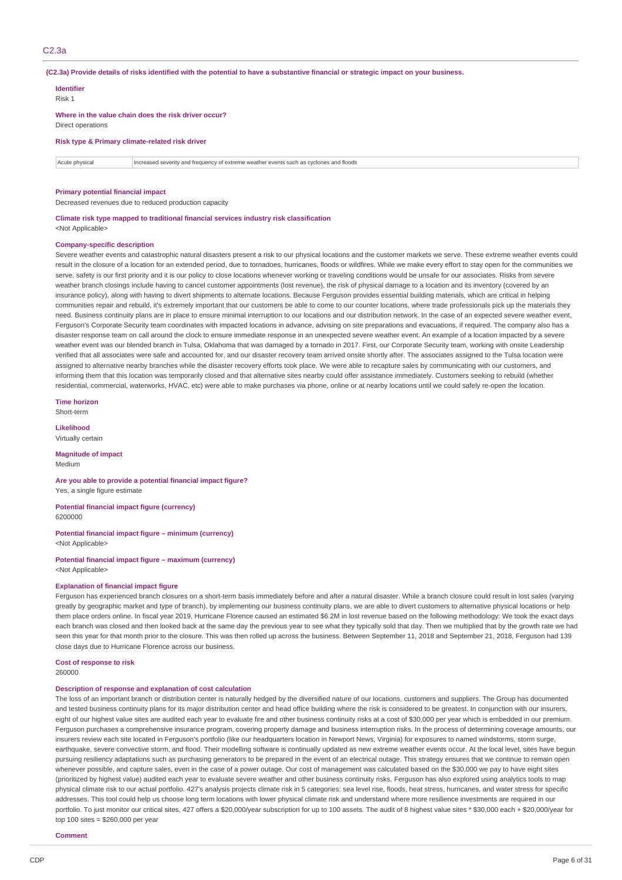## C2.3a

**(C2.3a) Provide details of risks identified with the potential to have a substantive financial or strategic impact on your business.**

**Identifier**
Risk 1

**Where in the value chain does the risk driver occur?**
Direct operations

**Risk type & Primary climate-related risk driver**

| Acute physical | Increased severity and frequency of extreme weather events such as cyclones and floods |
|---|---|

**Primary potential financial impact**
Decreased revenues due to reduced production capacity

**Climate risk type mapped to traditional financial services industry risk classification**
<Not Applicable>

**Company-specific description**
Severe weather events and catastrophic natural disasters present a risk to our physical locations and the customer markets we serve. These extreme weather events could result in the closure of a location for an extended period, due to tornadoes, hurricanes, floods or wildfires. While we make every effort to stay open for the communities we serve, safety is our first priority and it is our policy to close locations whenever working or traveling conditions would be unsafe for our associates. Risks from severe weather branch closings include having to cancel customer appointments (lost revenue), the risk of physical damage to a location and its inventory (covered by an insurance policy), along with having to divert shipments to alternate locations. Because Ferguson provides essential building materials, which are critical in helping communities repair and rebuild, it's extremely important that our customers be able to come to our counter locations, where trade professionals pick up the materials they need. Business continuity plans are in place to ensure minimal interruption to our locations and our distribution network. In the case of an expected severe weather event, Ferguson's Corporate Security team coordinates with impacted locations in advance, advising on site preparations and evacuations, if required. The company also has a disaster response team on call around the clock to ensure immediate response in an unexpected severe weather event. An example of a location impacted by a severe weather event was our blended branch in Tulsa, Oklahoma that was damaged by a tornado in 2017. First, our Corporate Security team, working with onsite Leadership verified that all associates were safe and accounted for, and our disaster recovery team arrived onsite shortly after. The associates assigned to the Tulsa location were assigned to alternative nearby branches while the disaster recovery efforts took place. We were able to recapture sales by communicating with our customers, and informing them that this location was temporarily closed and that alternative sites nearby could offer assistance immediately. Customers seeking to rebuild (whether residential, commercial, waterworks, HVAC, etc) were able to make purchases via phone, online or at nearby locations until we could safely re-open the location.

**Time horizon**
Short-term

**Likelihood**
Virtually certain

**Magnitude of impact**
Medium

**Are you able to provide a potential financial impact figure?**
Yes, a single figure estimate

**Potential financial impact figure (currency)**
6200000

**Potential financial impact figure – minimum (currency)**
<Not Applicable>

**Potential financial impact figure – maximum (currency)**
<Not Applicable>

**Explanation of financial impact figure**
Ferguson has experienced branch closures on a short-term basis immediately before and after a natural disaster. While a branch closure could result in lost sales (varying greatly by geographic market and type of branch), by implementing our business continuity plans, we are able to divert customers to alternative physical locations or help them place orders online. In fiscal year 2019, Hurricane Florence caused an estimated $6.2M in lost revenue based on the following methodology: We took the exact days each branch was closed and then looked back at the same day the previous year to see what they typically sold that day. Then we multiplied that by the growth rate we had seen this year for that month prior to the closure. This was then rolled up across the business. Between September 11, 2018 and September 21, 2018, Ferguson had 139 close days due to Hurricane Florence across our business.

**Cost of response to risk**
260000

**Description of response and explanation of cost calculation**
The loss of an important branch or distribution center is naturally hedged by the diversified nature of our locations, customers and suppliers. The Group has documented and tested business continuity plans for its major distribution center and head office building where the risk is considered to be greatest. In conjunction with our insurers, eight of our highest value sites are audited each year to evaluate fire and other business continuity risks at a cost of $30,000 per year which is embedded in our premium. Ferguson purchases a comprehensive insurance program, covering property damage and business interruption risks. In the process of determining coverage amounts, our insurers review each site located in Ferguson's portfolio (like our headquarters location in Newport News, Virginia) for exposures to named windstorms, storm surge, earthquake, severe convective storm, and flood. Their modelling software is continually updated as new extreme weather events occur. At the local level, sites have begun pursuing resiliency adaptations such as purchasing generators to be prepared in the event of an electrical outage. This strategy ensures that we continue to remain open whenever possible, and capture sales, even in the case of a power outage. Our cost of management was calculated based on the $30,000 we pay to have eight sites (prioritized by highest value) audited each year to evaluate severe weather and other business continuity risks. Ferguson has also explored using analytics tools to map physical climate risk to our actual portfolio. 427's analysis projects climate risk in 5 categories: sea level rise, floods, heat stress, hurricanes, and water stress for specific addresses. This tool could help us choose long term locations with lower physical climate risk and understand where more resilience investments are required in our portfolio. To just monitor our critical sites, 427 offers a $20,000/year subscription for up to 100 assets. The audit of 8 highest value sites * $30,000 each + $20,000/year for top 100 sites = $260,000 per year

**Comment**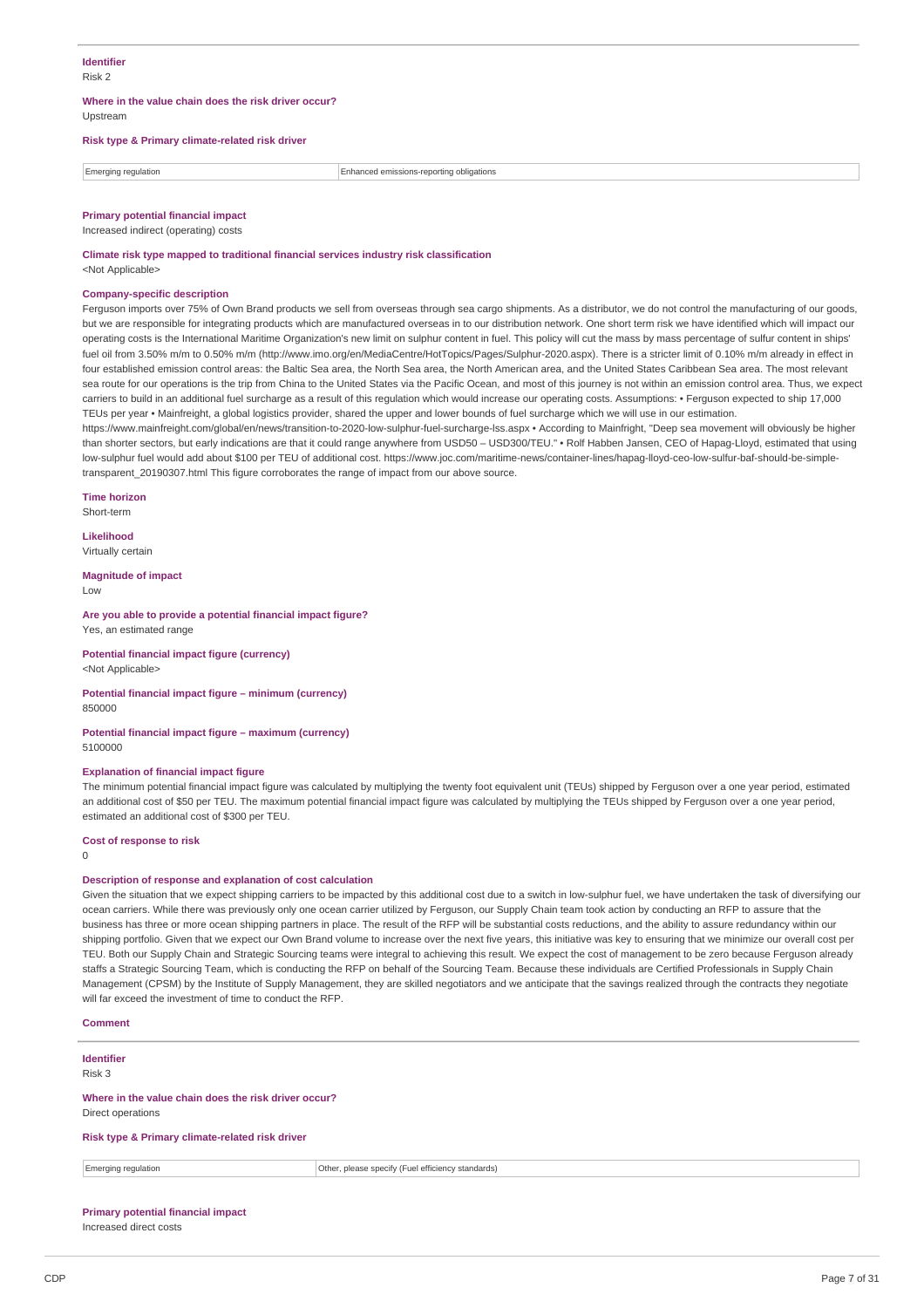**Identifier**

Risk 2

**Where in the value chain does the risk driver occur?**

Upstream

**Risk type & Primary climate-related risk driver**

| Emerging regulation | Enhanced emissions-reporting obligations |
|---|---|

**Primary potential financial impact**

Increased indirect (operating) costs

**Climate risk type mapped to traditional financial services industry risk classification**

<Not Applicable>

**Company-specific description**

Ferguson imports over 75% of Own Brand products we sell from overseas through sea cargo shipments. As a distributor, we do not control the manufacturing of our goods, but we are responsible for integrating products which are manufactured overseas in to our distribution network. One short term risk we have identified which will impact our operating costs is the International Maritime Organization's new limit on sulphur content in fuel. This policy will cut the mass by mass percentage of sulfur content in ships' fuel oil from 3.50% m/m to 0.50% m/m (http://www.imo.org/en/MediaCentre/HotTopics/Pages/Sulphur-2020.aspx). There is a stricter limit of 0.10% m/m already in effect in four established emission control areas: the Baltic Sea area, the North Sea area, the North American area, and the United States Caribbean Sea area. The most relevant sea route for our operations is the trip from China to the United States via the Pacific Ocean, and most of this journey is not within an emission control area. Thus, we expect carriers to build in an additional fuel surcharge as a result of this regulation which would increase our operating costs. Assumptions: • Ferguson expected to ship 17,000 TEUs per year • Mainfreight, a global logistics provider, shared the upper and lower bounds of fuel surcharge which we will use in our estimation. https://www.mainfreight.com/global/en/news/transition-to-2020-low-sulphur-fuel-surcharge-lss.aspx • According to Mainfright, "Deep sea movement will obviously be higher than shorter sectors, but early indications are that it could range anywhere from USD50 – USD300/TEU." • Rolf Habben Jansen, CEO of Hapag-Lloyd, estimated that using low-sulphur fuel would add about $100 per TEU of additional cost. https://www.joc.com/maritime-news/container-lines/hapag-lloyd-ceo-low-sulfur-baf-should-be-simple-transparent_20190307.html This figure corroborates the range of impact from our above source.

**Time horizon**

Short-term

**Likelihood**

Virtually certain

**Magnitude of impact**

Low

**Are you able to provide a potential financial impact figure?**

Yes, an estimated range

**Potential financial impact figure (currency)**

<Not Applicable>

**Potential financial impact figure – minimum (currency)**

850000

**Potential financial impact figure – maximum (currency)**

5100000

**Explanation of financial impact figure**

The minimum potential financial impact figure was calculated by multiplying the twenty foot equivalent unit (TEUs) shipped by Ferguson over a one year period, estimated an additional cost of $50 per TEU. The maximum potential financial impact figure was calculated by multiplying the TEUs shipped by Ferguson over a one year period, estimated an additional cost of $300 per TEU.

**Cost of response to risk**

0

**Description of response and explanation of cost calculation**

Given the situation that we expect shipping carriers to be impacted by this additional cost due to a switch in low-sulphur fuel, we have undertaken the task of diversifying our ocean carriers. While there was previously only one ocean carrier utilized by Ferguson, our Supply Chain team took action by conducting an RFP to assure that the business has three or more ocean shipping partners in place. The result of the RFP will be substantial costs reductions, and the ability to assure redundancy within our shipping portfolio. Given that we expect our Own Brand volume to increase over the next five years, this initiative was key to ensuring that we minimize our overall cost per TEU. Both our Supply Chain and Strategic Sourcing teams were integral to achieving this result. We expect the cost of management to be zero because Ferguson already staffs a Strategic Sourcing Team, which is conducting the RFP on behalf of the Sourcing Team. Because these individuals are Certified Professionals in Supply Chain Management (CPSM) by the Institute of Supply Management, they are skilled negotiators and we anticipate that the savings realized through the contracts they negotiate will far exceed the investment of time to conduct the RFP.

**Comment**

---

**Identifier**

Risk 3

**Where in the value chain does the risk driver occur?**

Direct operations

**Risk type & Primary climate-related risk driver**

| Emerging regulation | Other, please specify (Fuel efficiency standards) |
|---|---|

**Primary potential financial impact**

Increased direct costs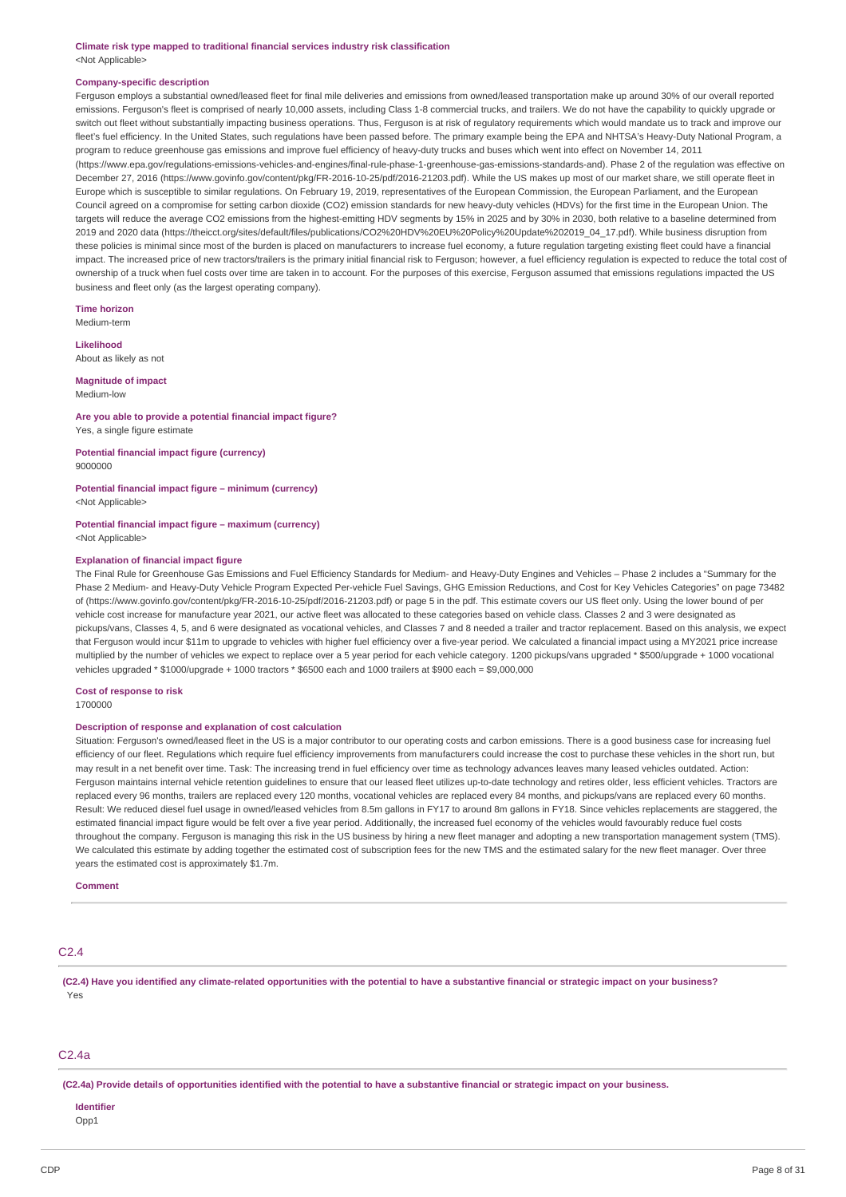**Climate risk type mapped to traditional financial services industry risk classification**
<Not Applicable>

**Company-specific description**
Ferguson employs a substantial owned/leased fleet for final mile deliveries and emissions from owned/leased transportation make up around 30% of our overall reported emissions. Ferguson's fleet is comprised of nearly 10,000 assets, including Class 1-8 commercial trucks, and trailers. We do not have the capability to quickly upgrade or switch out fleet without substantially impacting business operations. Thus, Ferguson is at risk of regulatory requirements which would mandate us to track and improve our fleet's fuel efficiency. In the United States, such regulations have been passed before. The primary example being the EPA and NHTSA's Heavy-Duty National Program, a program to reduce greenhouse gas emissions and improve fuel efficiency of heavy-duty trucks and buses which went into effect on November 14, 2011 (https://www.epa.gov/regulations-emissions-vehicles-and-engines/final-rule-phase-1-greenhouse-gas-emissions-standards-and). Phase 2 of the regulation was effective on December 27, 2016 (https://www.govinfo.gov/content/pkg/FR-2016-10-25/pdf/2016-21203.pdf). While the US makes up most of our market share, we still operate fleet in Europe which is susceptible to similar regulations. On February 19, 2019, representatives of the European Commission, the European Parliament, and the European Council agreed on a compromise for setting carbon dioxide ($CO_2$) emission standards for new heavy-duty vehicles (HDVs) for the first time in the European Union. The targets will reduce the average $CO_2$ emissions from the highest-emitting HDV segments by 15% in 2025 and by 30% in 2030, both relative to a baseline determined from 2019 and 2020 data (https://theicct.org/sites/default/files/publications/CO2%20HDV%20EU%20Policy%20Update%202019_04_17.pdf). While business disruption from these policies is minimal since most of the burden is placed on manufacturers to increase fuel economy, a future regulation targeting existing fleet could have a financial impact. The increased price of new tractors/trailers is the primary initial financial risk to Ferguson; however, a fuel efficiency regulation is expected to reduce the total cost of ownership of a truck when fuel costs over time are taken in to account. For the purposes of this exercise, Ferguson assumed that emissions regulations impacted the US business and fleet only (as the largest operating company).

**Time horizon**
Medium-term

**Likelihood**
About as likely as not

**Magnitude of impact**
Medium-low

**Are you able to provide a potential financial impact figure?**
Yes, a single figure estimate

**Potential financial impact figure (currency)**
9000000

**Potential financial impact figure – minimum (currency)**
<Not Applicable>

**Potential financial impact figure – maximum (currency)**
<Not Applicable>

**Explanation of financial impact figure**
The Final Rule for Greenhouse Gas Emissions and Fuel Efficiency Standards for Medium- and Heavy-Duty Engines and Vehicles – Phase 2 includes a "Summary for the Phase 2 Medium- and Heavy-Duty Vehicle Program Expected Per-vehicle Fuel Savings, GHG Emission Reductions, and Cost for Key Vehicles Categories" on page 73482 of (https://www.govinfo.gov/content/pkg/FR-2016-10-25/pdf/2016-21203.pdf) or page 5 in the pdf. This estimate covers our US fleet only. Using the lower bound of per vehicle cost increase for manufacture year 2021, our active fleet was allocated to these categories based on vehicle class. Classes 2 and 3 were designated as pickups/vans, Classes 4, 5, and 6 were designated as vocational vehicles, and Classes 7 and 8 needed a trailer and tractor replacement. Based on this analysis, we expect that Ferguson would incur $11m to upgrade to vehicles with higher fuel efficiency over a five-year period. We calculated a financial impact using a MY2021 price increase multiplied by the number of vehicles we expect to replace over a 5 year period for each vehicle category. 1200 pickups/vans upgraded * $500/upgrade + 1000 vocational vehicles upgraded * $1000/upgrade + 1000 tractors * $6500 each and 1000 trailers at $900 each = $9,000,000

**Cost of response to risk**
1700000

**Description of response and explanation of cost calculation**
Situation: Ferguson's owned/leased fleet in the US is a major contributor to our operating costs and carbon emissions. There is a good business case for increasing fuel efficiency of our fleet. Regulations which require fuel efficiency improvements from manufacturers could increase the cost to purchase these vehicles in the short run, but may result in a net benefit over time. Task: The increasing trend in fuel efficiency over time as technology advances leaves many leased vehicles outdated. Action: Ferguson maintains internal vehicle retention guidelines to ensure that our leased fleet utilizes up-to-date technology and retires older, less efficient vehicles. Tractors are replaced every 96 months, trailers are replaced every 120 months, vocational vehicles are replaced every 84 months, and pickups/vans are replaced every 60 months. Result: We reduced diesel fuel usage in owned/leased vehicles from 8.5m gallons in FY17 to around 8m gallons in FY18. Since vehicles replacements are staggered, the estimated financial impact figure would be felt over a five year period. Additionally, the increased fuel economy of the vehicles would favourably reduce fuel costs throughout the company. Ferguson is managing this risk in the US business by hiring a new fleet manager and adopting a new transportation management system (TMS). We calculated this estimate by adding together the estimated cost of subscription fees for the new TMS and the estimated salary for the new fleet manager. Over three years the estimated cost is approximately $1.7m.

**Comment**

## C2.4

**(C2.4) Have you identified any climate-related opportunities with the potential to have a substantive financial or strategic impact on your business?**
Yes

## C2.4a

**(C2.4a) Provide details of opportunities identified with the potential to have a substantive financial or strategic impact on your business.**

**Identifier**
Opp1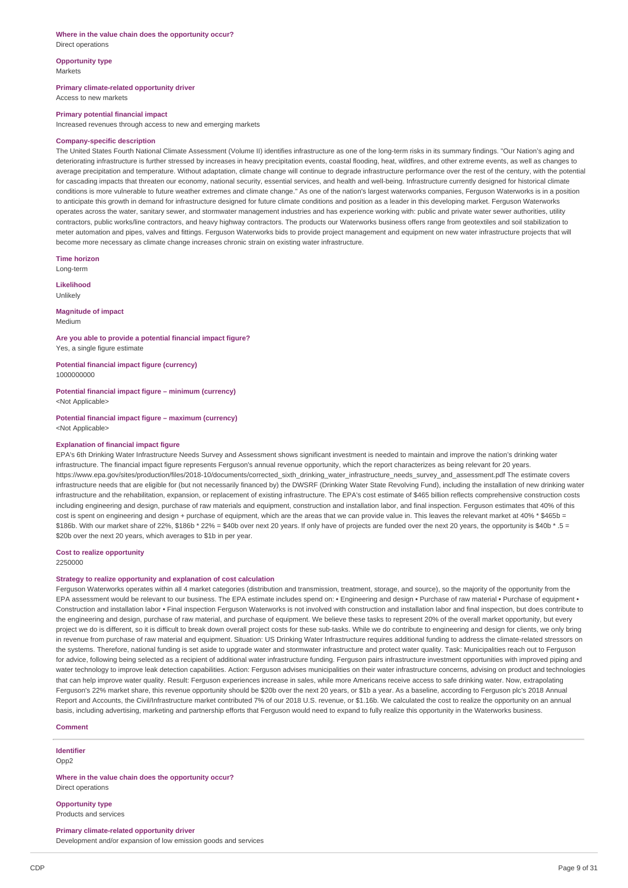**Where in the value chain does the opportunity occur?**
Direct operations

**Opportunity type**
Markets

**Primary climate-related opportunity driver**
Access to new markets

**Primary potential financial impact**
Increased revenues through access to new and emerging markets

**Company-specific description**
The United States Fourth National Climate Assessment (Volume II) identifies infrastructure as one of the long-term risks in its summary findings. "Our Nation's aging and deteriorating infrastructure is further stressed by increases in heavy precipitation events, coastal flooding, heat, wildfires, and other extreme events, as well as changes to average precipitation and temperature. Without adaptation, climate change will continue to degrade infrastructure performance over the rest of the century, with the potential for cascading impacts that threaten our economy, national security, essential services, and health and well-being. Infrastructure currently designed for historical climate conditions is more vulnerable to future weather extremes and climate change." As one of the nation's largest waterworks companies, Ferguson Waterworks is in a position to anticipate this growth in demand for infrastructure designed for future climate conditions and position as a leader in this developing market. Ferguson Waterworks operates across the water, sanitary sewer, and stormwater management industries and has experience working with: public and private water sewer authorities, utility contractors, public works/line contractors, and heavy highway contractors. The products our Waterworks business offers range from geotextiles and soil stabilization to meter automation and pipes, valves and fittings. Ferguson Waterworks bids to provide project management and equipment on new water infrastructure projects that will become more necessary as climate change increases chronic strain on existing water infrastructure.

**Time horizon**
Long-term

**Likelihood**
Unlikely

**Magnitude of impact**
Medium

**Are you able to provide a potential financial impact figure?**
Yes, a single figure estimate

**Potential financial impact figure (currency)**
1000000000

**Potential financial impact figure – minimum (currency)**
<Not Applicable>

**Potential financial impact figure – maximum (currency)**
<Not Applicable>

**Explanation of financial impact figure**
EPA's 6th Drinking Water Infrastructure Needs Survey and Assessment shows significant investment is needed to maintain and improve the nation's drinking water infrastructure. The financial impact figure represents Ferguson's annual revenue opportunity, which the report characterizes as being relevant for 20 years. https://www.epa.gov/sites/production/files/2018-10/documents/corrected_sixth_drinking_water_infrastructure_needs_survey_and_assessment.pdf The estimate covers infrastructure needs that are eligible for (but not necessarily financed by) the DWSRF (Drinking Water State Revolving Fund), including the installation of new drinking water infrastructure and the rehabilitation, expansion, or replacement of existing infrastructure. The EPA's cost estimate of $465 billion reflects comprehensive construction costs including engineering and design, purchase of raw materials and equipment, construction and installation labor, and final inspection. Ferguson estimates that 40% of this cost is spent on engineering and design + purchase of equipment, which are the areas that we can provide value in. This leaves the relevant market at 40% * $465b = $186b. With our market share of 22%, $186b * 22% = $40b over next 20 years. If only have of projects are funded over the next 20 years, the opportunity is $40b * .5 = $20b over the next 20 years, which averages to $1b in per year.

**Cost to realize opportunity**
2250000

**Strategy to realize opportunity and explanation of cost calculation**
Ferguson Waterworks operates within all 4 market categories (distribution and transmission, treatment, storage, and source), so the majority of the opportunity from the EPA assessment would be relevant to our business. The EPA estimate includes spend on: • Engineering and design • Purchase of raw material • Purchase of equipment • Construction and installation labor • Final inspection Ferguson Waterworks is not involved with construction and installation labor and final inspection, but does contribute to the engineering and design, purchase of raw material, and purchase of equipment. We believe these tasks to represent 20% of the overall market opportunity, but every project we do is different, so it is difficult to break down overall project costs for these sub-tasks. While we do contribute to engineering and design for clients, we only bring in revenue from purchase of raw material and equipment. Situation: US Drinking Water Infrastructure requires additional funding to address the climate-related stressors on the systems. Therefore, national funding is set aside to upgrade water and stormwater infrastructure and protect water quality. Task: Municipalities reach out to Ferguson for advice, following being selected as a recipient of additional water infrastructure funding. Ferguson pairs infrastructure investment opportunities with improved piping and water technology to improve leak detection capabilities. Action: Ferguson advises municipalities on their water infrastructure concerns, advising on product and technologies that can help improve water quality. Result: Ferguson experiences increase in sales, while more Americans receive access to safe drinking water. Now, extrapolating Ferguson's 22% market share, this revenue opportunity should be $20b over the next 20 years, or $1b a year. As a baseline, according to Ferguson plc's 2018 Annual Report and Accounts, the Civil/Infrastructure market contributed 7% of our 2018 U.S. revenue, or $1.16b. We calculated the cost to realize the opportunity on an annual basis, including advertising, marketing and partnership efforts that Ferguson would need to expand to fully realize this opportunity in the Waterworks business.

**Comment**

---

**Identifier**
Opp2

**Where in the value chain does the opportunity occur?**
Direct operations

**Opportunity type**
Products and services

**Primary climate-related opportunity driver**
Development and/or expansion of low emission goods and services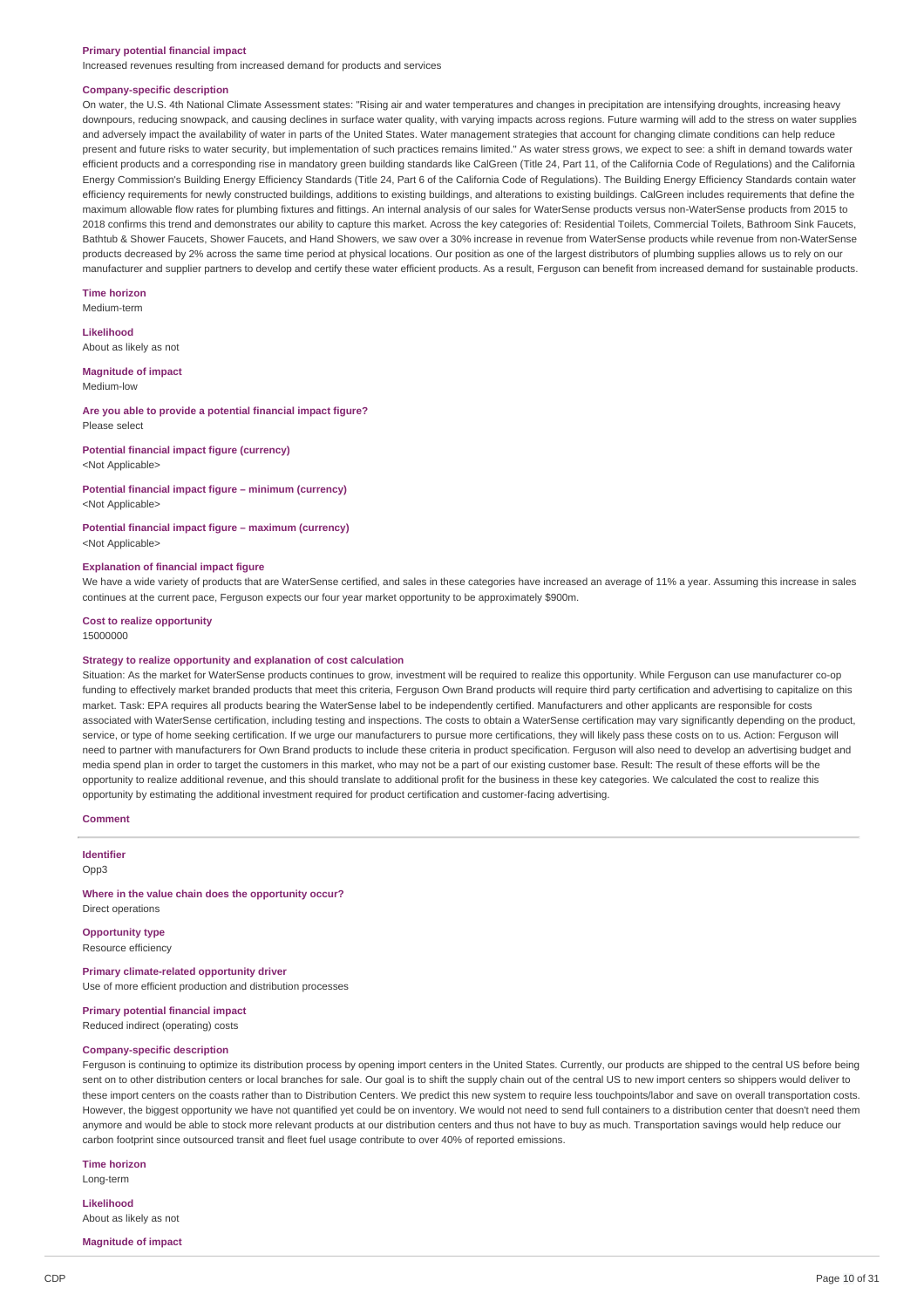**Primary potential financial impact**
Increased revenues resulting from increased demand for products and services

**Company-specific description**
On water, the U.S. 4th National Climate Assessment states: "Rising air and water temperatures and changes in precipitation are intensifying droughts, increasing heavy downpours, reducing snowpack, and causing declines in surface water quality, with varying impacts across regions. Future warming will add to the stress on water supplies and adversely impact the availability of water in parts of the United States. Water management strategies that account for changing climate conditions can help reduce present and future risks to water security, but implementation of such practices remains limited." As water stress grows, we expect to see: a shift in demand towards water efficient products and a corresponding rise in mandatory green building standards like CalGreen (Title 24, Part 11, of the California Code of Regulations) and the California Energy Commission's Building Energy Efficiency Standards (Title 24, Part 6 of the California Code of Regulations). The Building Energy Efficiency Standards contain water efficiency requirements for newly constructed buildings, additions to existing buildings, and alterations to existing buildings. CalGreen includes requirements that define the maximum allowable flow rates for plumbing fixtures and fittings. An internal analysis of our sales for WaterSense products versus non-WaterSense products from 2015 to 2018 confirms this trend and demonstrates our ability to capture this market. Across the key categories of: Residential Toilets, Commercial Toilets, Bathroom Sink Faucets, Bathtub & Shower Faucets, Shower Faucets, and Hand Showers, we saw over a 30% increase in revenue from WaterSense products while revenue from non-WaterSense products decreased by 2% across the same time period at physical locations. Our position as one of the largest distributors of plumbing supplies allows us to rely on our manufacturer and supplier partners to develop and certify these water efficient products. As a result, Ferguson can benefit from increased demand for sustainable products.

**Time horizon**
Medium-term

**Likelihood**
About as likely as not

**Magnitude of impact**
Medium-low

**Are you able to provide a potential financial impact figure?**
Please select

**Potential financial impact figure (currency)**
<Not Applicable>

**Potential financial impact figure – minimum (currency)**
<Not Applicable>

**Potential financial impact figure – maximum (currency)**
<Not Applicable>

**Explanation of financial impact figure**
We have a wide variety of products that are WaterSense certified, and sales in these categories have increased an average of 11% a year. Assuming this increase in sales continues at the current pace, Ferguson expects our four year market opportunity to be approximately $900m.

**Cost to realize opportunity**
15000000

**Strategy to realize opportunity and explanation of cost calculation**
Situation: As the market for WaterSense products continues to grow, investment will be required to realize this opportunity. While Ferguson can use manufacturer co-op funding to effectively market branded products that meet this criteria, Ferguson Own Brand products will require third party certification and advertising to capitalize on this market. Task: EPA requires all products bearing the WaterSense label to be independently certified. Manufacturers and other applicants are responsible for costs associated with WaterSense certification, including testing and inspections. The costs to obtain a WaterSense certification may vary significantly depending on the product, service, or type of home seeking certification. If we urge our manufacturers to pursue more certifications, they will likely pass these costs on to us. Action: Ferguson will need to partner with manufacturers for Own Brand products to include these criteria in product specification. Ferguson will also need to develop an advertising budget and media spend plan in order to target the customers in this market, who may not be a part of our existing customer base. Result: The result of these efforts will be the opportunity to realize additional revenue, and this should translate to additional profit for the business in these key categories. We calculated the cost to realize this opportunity by estimating the additional investment required for product certification and customer-facing advertising.

**Comment**

---

**Identifier**
Opp3

**Where in the value chain does the opportunity occur?**
Direct operations

**Opportunity type**
Resource efficiency

**Primary climate-related opportunity driver**
Use of more efficient production and distribution processes

**Primary potential financial impact**
Reduced indirect (operating) costs

**Company-specific description**
Ferguson is continuing to optimize its distribution process by opening import centers in the United States. Currently, our products are shipped to the central US before being sent on to other distribution centers or local branches for sale. Our goal is to shift the supply chain out of the central US to new import centers so shippers would deliver to these import centers on the coasts rather than to Distribution Centers. We predict this new system to require less touchpoints/labor and save on overall transportation costs. However, the biggest opportunity we have not quantified yet could be on inventory. We would not need to send full containers to a distribution center that doesn't need them anymore and would be able to stock more relevant products at our distribution centers and thus not have to buy as much. Transportation savings would help reduce our carbon footprint since outsourced transit and fleet fuel usage contribute to over 40% of reported emissions.

**Time horizon**
Long-term

**Likelihood**
About as likely as not

**Magnitude of impact**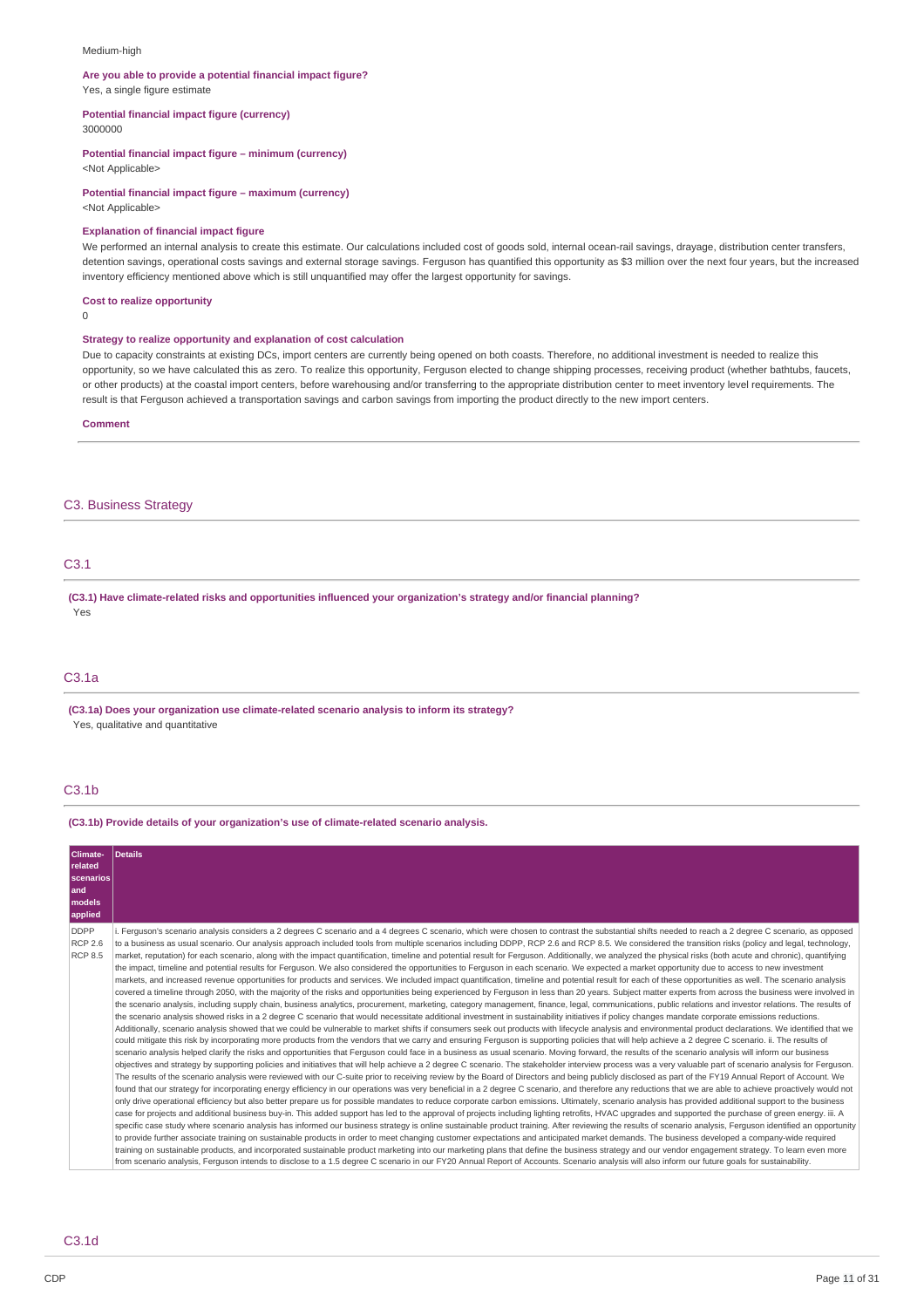Medium-high

**Are you able to provide a potential financial impact figure?**
Yes, a single figure estimate

**Potential financial impact figure (currency)**
3000000

**Potential financial impact figure – minimum (currency)**
<Not Applicable>

**Potential financial impact figure – maximum (currency)**
<Not Applicable>

**Explanation of financial impact figure**
We performed an internal analysis to create this estimate. Our calculations included cost of goods sold, internal ocean-rail savings, drayage, distribution center transfers, detention savings, operational costs savings and external storage savings. Ferguson has quantified this opportunity as $3 million over the next four years, but the increased inventory efficiency mentioned above which is still unquantified may offer the largest opportunity for savings.

**Cost to realize opportunity**
0

**Strategy to realize opportunity and explanation of cost calculation**
Due to capacity constraints at existing DCs, import centers are currently being opened on both coasts. Therefore, no additional investment is needed to realize this opportunity, so we have calculated this as zero. To realize this opportunity, Ferguson elected to change shipping processes, receiving product (whether bathtubs, faucets, or other products) at the coastal import centers, before warehousing and/or transferring to the appropriate distribution center to meet inventory level requirements. The result is that Ferguson achieved a transportation savings and carbon savings from importing the product directly to the new import centers.

**Comment**

## C3. Business Strategy

### C3.1

**(C3.1) Have climate-related risks and opportunities influenced your organization's strategy and/or financial planning?**
Yes

### C3.1a

**(C3.1a) Does your organization use climate-related scenario analysis to inform its strategy?**
Yes, qualitative and quantitative

### C3.1b

**(C3.1b) Provide details of your organization's use of climate-related scenario analysis.**

| Climate-related scenarios and models applied | Details |
|---|---|
| DDPP<br>RCP 2.6<br>RCP 8.5 | i. Ferguson's scenario analysis considers a 2 degrees C scenario and a 4 degrees C scenario, which were chosen to contrast the substantial shifts needed to reach a 2 degree C scenario, as opposed to a business as usual scenario. Our analysis approach included tools from multiple scenarios including DDPP, RCP 2.6 and RCP 8.5. We considered the transition risks (policy and legal, technology, market, reputation) for each scenario, along with the impact quantification, timeline and potential result for Ferguson. Additionally, we analyzed the physical risks (both acute and chronic), quantifying the impact, timeline and potential results for Ferguson. We also considered the opportunities to Ferguson in each scenario. We expected a market opportunity due to access to new investment markets, and increased revenue opportunities for products and services. We included impact quantification, timeline and potential result for each of these opportunities as well. The scenario analysis covered a timeline through 2050, with the majority of the risks and opportunities being experienced by Ferguson in less than 20 years. Subject matter experts from across the business were involved in the scenario analysis, including supply chain, business analytics, procurement, marketing, category management, finance, legal, communications, public relations and investor relations. The results of the scenario analysis showed risks in a 2 degree C scenario that would necessitate additional investment in sustainability initiatives if policy changes mandate corporate emissions reductions. Additionally, scenario analysis showed that we could be vulnerable to market shifts if consumers seek out products with lifecycle analysis and environmental product declarations. We identified that we could mitigate this risk by incorporating more products from the vendors that we carry and ensuring Ferguson is supporting policies that will help achieve a 2 degree C scenario. ii. The results of scenario analysis helped clarify the risks and opportunities that Ferguson could face in a business as usual scenario. Moving forward, the results of the scenario analysis will inform our business objectives and strategy by supporting policies and initiatives that will help achieve a 2 degree C scenario. The stakeholder interview process was a very valuable part of scenario analysis for Ferguson. The results of the scenario analysis were reviewed with our C-suite prior to receiving review by the Board of Directors and being publicly disclosed as part of the FY19 Annual Report of Account. We found that our strategy for incorporating energy efficiency in our operations was very beneficial in a 2 degree C scenario, and therefore any reductions that we are able to achieve proactively would not only drive operational efficiency but also better prepare us for possible mandates to reduce corporate carbon emissions. Ultimately, scenario analysis has provided additional support to the business case for projects and additional business buy-in. This added support has led to the approval of projects including lighting retrofits, HVAC upgrades and supported the purchase of green energy. iii. A specific case study where scenario analysis has informed our business strategy is online sustainable product training. After reviewing the results of scenario analysis, Ferguson identified an opportunity to provide further associate training on sustainable products in order to meet changing customer expectations and anticipated market demands. The business developed a company-wide required training on sustainable products, and incorporated sustainable product marketing into our marketing plans that define the business strategy and our vendor engagement strategy. To learn even more from scenario analysis, Ferguson intends to disclose to a 1.5 degree C scenario in our FY20 Annual Report of Accounts. Scenario analysis will also inform our future goals for sustainability. |

### C3.1d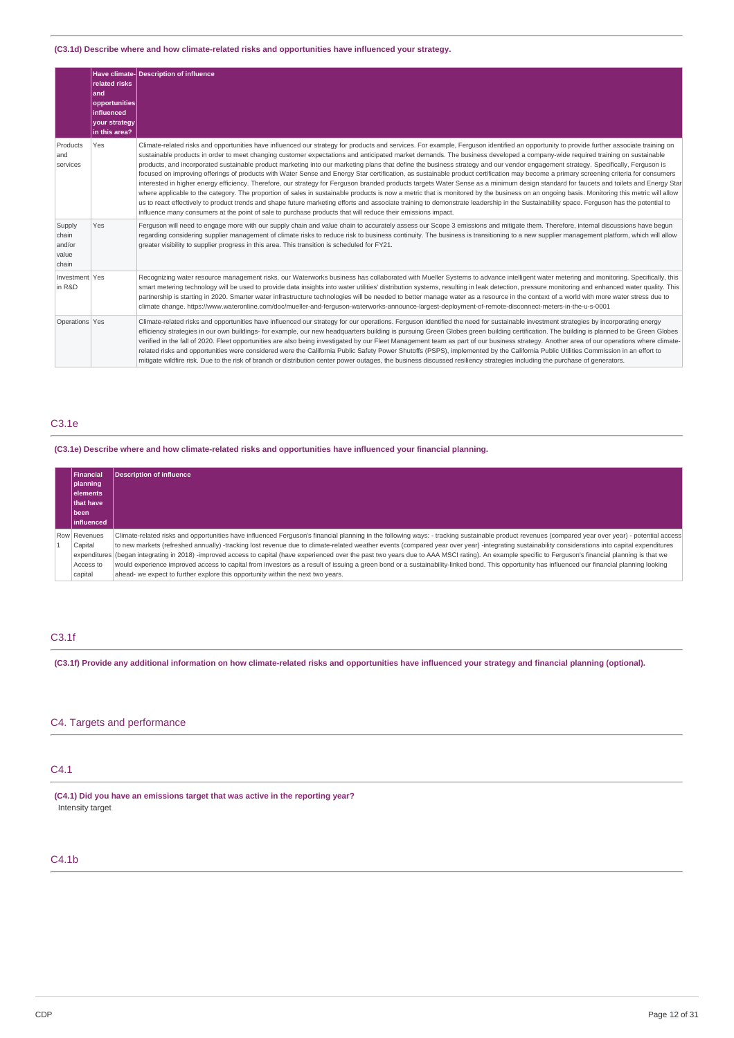**(C3.1d) Describe where and how climate-related risks and opportunities have influenced your strategy.**

| | Have climate-related risks and opportunities influenced your strategy in this area? | Description of influence |
|---|---|---|
| Products and services | Yes | Climate-related risks and opportunities have influenced our strategy for products and services. For example, Ferguson identified an opportunity to provide further associate training on sustainable products in order to meet changing customer expectations and anticipated market demands. The business developed a company-wide required training on sustainable products, and incorporated sustainable product marketing into our marketing plans that define the business strategy and our vendor engagement strategy. Specifically, Ferguson is focused on improving offerings of products with Water Sense and Energy Star certification, as sustainable product certification may become a primary screening criteria for consumers interested in higher energy efficiency. Therefore, our strategy for Ferguson branded products targets Water Sense as a minimum design standard for faucets and toilets and Energy Star where applicable to the category. The proportion of sales in sustainable products is now a metric that is monitored by the business on an ongoing basis. Monitoring this metric will allow us to react effectively to product trends and shape future marketing efforts and associate training to demonstrate leadership in the Sustainability space. Ferguson has the potential to influence many consumers at the point of sale to purchase products that will reduce their emissions impact. |
| Supply chain and/or value chain | Yes | Ferguson will need to engage more with our supply chain and value chain to accurately assess our Scope 3 emissions and mitigate them. Therefore, internal discussions have begun regarding considering supplier management of climate risks to reduce risk to business continuity. The business is transitioning to a new supplier management platform, which will allow greater visibility to supplier progress in this area. This transition is scheduled for FY21. |
| Investment in R&D | Yes | Recognizing water resource management risks, our Waterworks business has collaborated with Mueller Systems to advance intelligent water metering and monitoring. Specifically, this smart metering technology will be used to provide data insights into water utilities' distribution systems, resulting in leak detection, pressure monitoring and enhanced water quality. This partnership is starting in 2020. Smarter water infrastructure technologies will be needed to better manage water as a resource in the context of a world with more water stress due to climate change. https://www.wateronline.com/doc/mueller-and-ferguson-waterworks-announce-largest-deployment-of-remote-disconnect-meters-in-the-u-s-0001 |
| Operations | Yes | Climate-related risks and opportunities have influenced our strategy for our operations. Ferguson identified the need for sustainable investment strategies by incorporating energy efficiency strategies in our own buildings- for example, our new headquarters building is pursuing Green Globes green building certification. The building is planned to be Green Globes verified in the fall of 2020. Fleet opportunities are also being investigated by our Fleet Management team as part of our business strategy. Another area of our operations where climate-related risks and opportunities were considered were the California Public Safety Power Shutoffs (PSPS), implemented by the California Public Utilities Commission in an effort to mitigate wildfire risk. Due to the risk of branch or distribution center power outages, the business discussed resiliency strategies including the purchase of generators. |

## C3.1e

**(C3.1e) Describe where and how climate-related risks and opportunities have influenced your financial planning.**

| | Financial planning elements that have been influenced | Description of influence |
|---|---|---|
| Row 1 | Revenues<br>Capital expenditures<br>Access to capital | Climate-related risks and opportunities have influenced Ferguson's financial planning in the following ways: - tracking sustainable product revenues (compared year over year) - potential access to new markets (refreshed annually) -tracking lost revenue due to climate-related weather events (compared year over year) -integrating sustainability considerations into capital expenditures (began integrating in 2018) -improved access to capital (have experienced over the past two years due to AAA MSCI rating). An example specific to Ferguson's financial planning is that we would experience improved access to capital from investors as a result of issuing a green bond or a sustainability-linked bond. This opportunity has influenced our financial planning looking ahead- we expect to further explore this opportunity within the next two years. |

## C3.1f

**(C3.1f) Provide any additional information on how climate-related risks and opportunities have influenced your strategy and financial planning (optional).**

# C4. Targets and performance

## C4.1

**(C4.1) Did you have an emissions target that was active in the reporting year?**

Intensity target

## C4.1b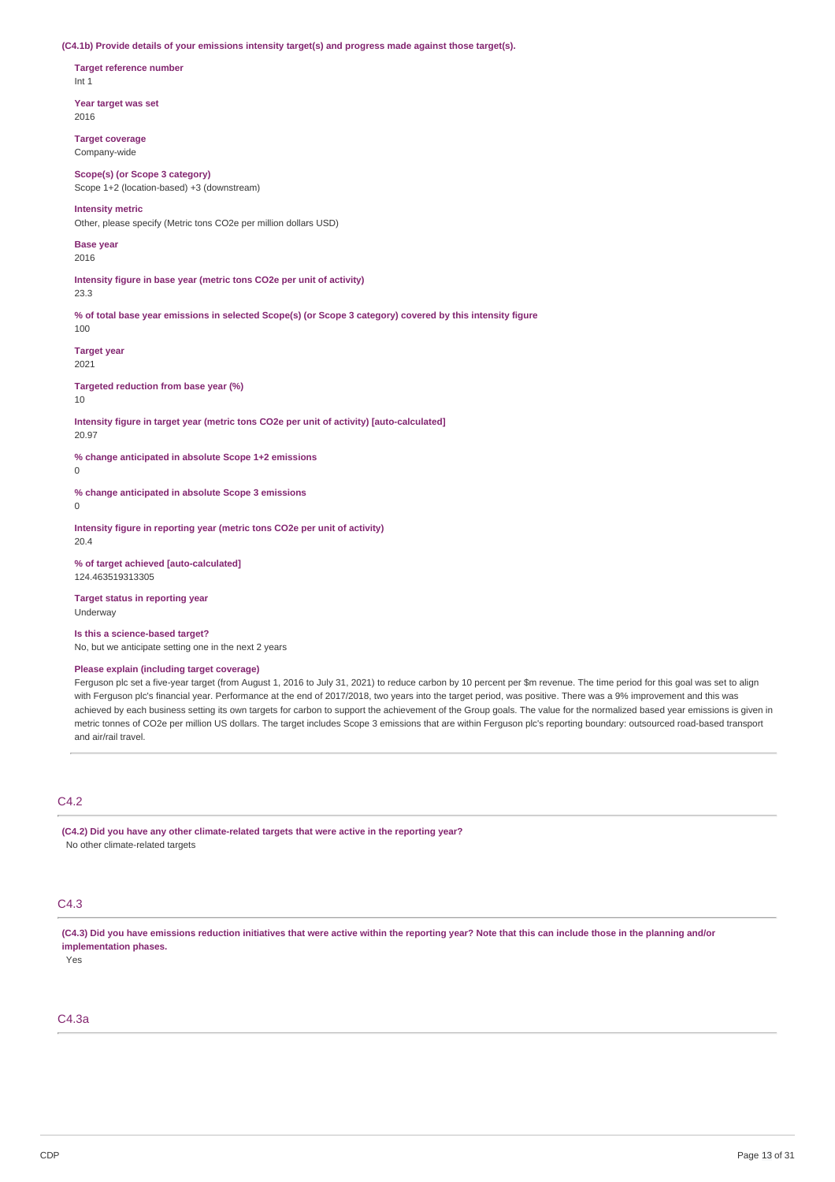**(C4.1b) Provide details of your emissions intensity target(s) and progress made against those target(s).**

**Target reference number**
Int 1

**Year target was set**
2016

**Target coverage**
Company-wide

**Scope(s) (or Scope 3 category)**
Scope 1+2 (location-based) +3 (downstream)

**Intensity metric**
Other, please specify (Metric tons CO2e per million dollars USD)

**Base year**
2016

**Intensity figure in base year (metric tons CO2e per unit of activity)**
23.3

**% of total base year emissions in selected Scope(s) (or Scope 3 category) covered by this intensity figure**
100

**Target year**
2021

**Targeted reduction from base year (%)**
10

**Intensity figure in target year (metric tons CO2e per unit of activity) [auto-calculated]**
20.97

**% change anticipated in absolute Scope 1+2 emissions**
0

**% change anticipated in absolute Scope 3 emissions**
0

**Intensity figure in reporting year (metric tons CO2e per unit of activity)**
20.4

**% of target achieved [auto-calculated]**
124.463519313305

**Target status in reporting year**
Underway

**Is this a science-based target?**
No, but we anticipate setting one in the next 2 years

**Please explain (including target coverage)**
Ferguson plc set a five-year target (from August 1, 2016 to July 31, 2021) to reduce carbon by 10 percent per $m revenue. The time period for this goal was set to align with Ferguson plc's financial year. Performance at the end of 2017/2018, two years into the target period, was positive. There was a 9% improvement and this was achieved by each business setting its own targets for carbon to support the achievement of the Group goals. The value for the normalized based year emissions is given in metric tonnes of CO2e per million US dollars. The target includes Scope 3 emissions that are within Ferguson plc's reporting boundary: outsourced road-based transport and air/rail travel.

## C4.2

**(C4.2) Did you have any other climate-related targets that were active in the reporting year?**
No other climate-related targets

## C4.3

**(C4.3) Did you have emissions reduction initiatives that were active within the reporting year? Note that this can include those in the planning and/or implementation phases.**
Yes

## C4.3a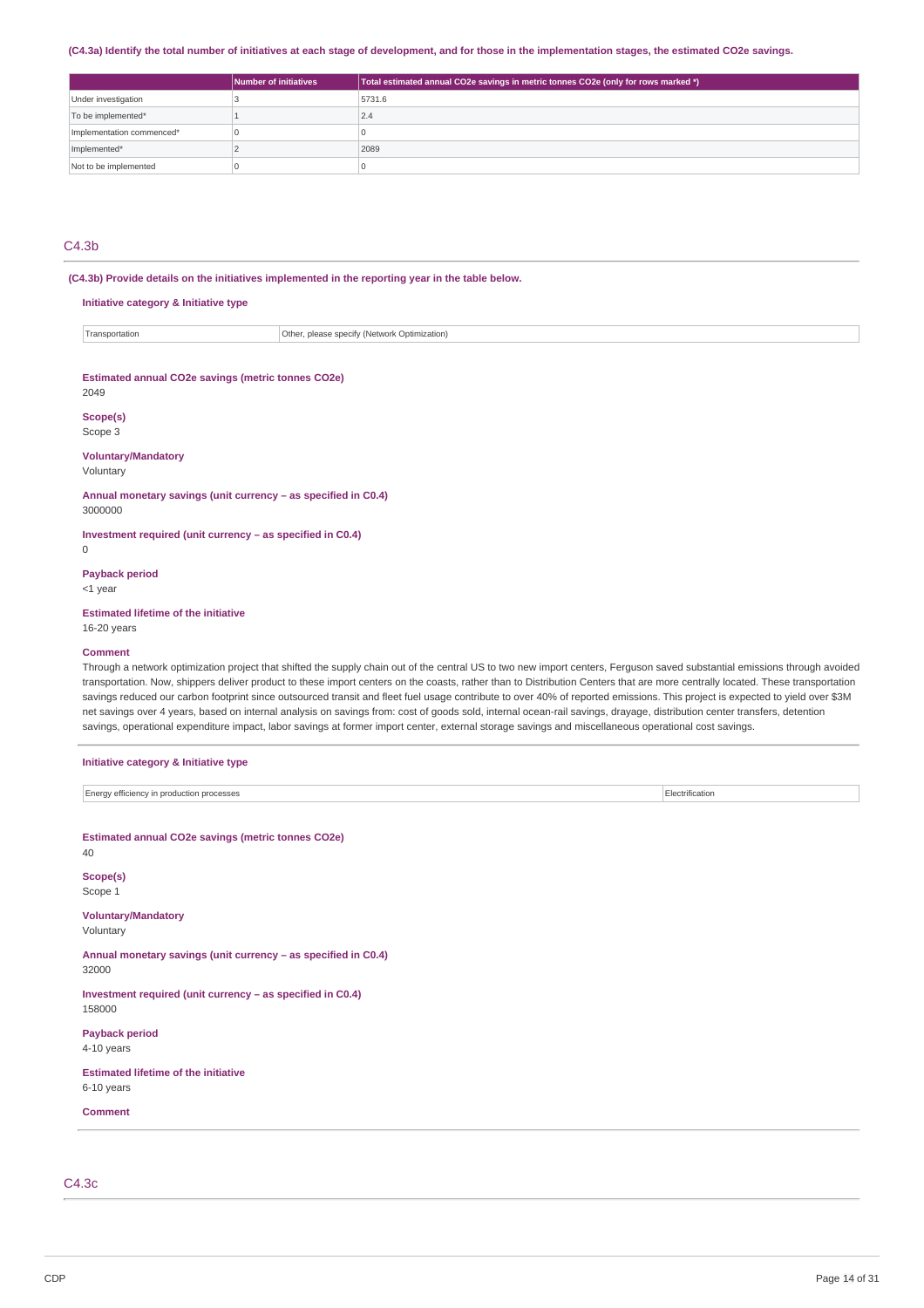(C4.3a) Identify the total number of initiatives at each stage of development, and for those in the implementation stages, the estimated CO2e savings.

| | Number of initiatives | Total estimated annual CO2e savings in metric tonnes CO2e (only for rows marked *) |
|---|---|---|
| Under investigation | 3 | 5731.6 |
| To be implemented* | 1 | 2.4 |
| Implementation commenced* | 0 | 0 |
| Implemented* | 2 | 2089 |
| Not to be implemented | 0 | 0 |

## C4.3b

**(C4.3b) Provide details on the initiatives implemented in the reporting year in the table below.**

**Initiative category & Initiative type**

| | |
|---|---|
| Transportation | Other, please specify (Network Optimization) |

**Estimated annual CO2e savings (metric tonnes CO2e)**

2049

**Scope(s)**

Scope 3

**Voluntary/Mandatory**

Voluntary

**Annual monetary savings (unit currency – as specified in C0.4)**

3000000

**Investment required (unit currency – as specified in C0.4)**

0

**Payback period**

<1 year

**Estimated lifetime of the initiative**

16-20 years

**Comment**

Through a network optimization project that shifted the supply chain out of the central US to two new import centers, Ferguson saved substantial emissions through avoided transportation. Now, shippers deliver product to these import centers on the coasts, rather than to Distribution Centers that are more centrally located. These transportation savings reduced our carbon footprint since outsourced transit and fleet fuel usage contribute to over 40% of reported emissions. This project is expected to yield over $3M net savings over 4 years, based on internal analysis on savings from: cost of goods sold, internal ocean-rail savings, drayage, distribution center transfers, detention savings, operational expenditure impact, labor savings at former import center, external storage savings and miscellaneous operational cost savings.

**Initiative category & Initiative type**

| | |
|---|---|
| Energy efficiency in production processes | Electrification |

**Estimated annual CO2e savings (metric tonnes CO2e)**

40

**Scope(s)**

Scope 1

**Voluntary/Mandatory**

Voluntary

**Annual monetary savings (unit currency – as specified in C0.4)**

32000

**Investment required (unit currency – as specified in C0.4)**

158000

**Payback period**

4-10 years

**Estimated lifetime of the initiative**

6-10 years

**Comment**

## C4.3c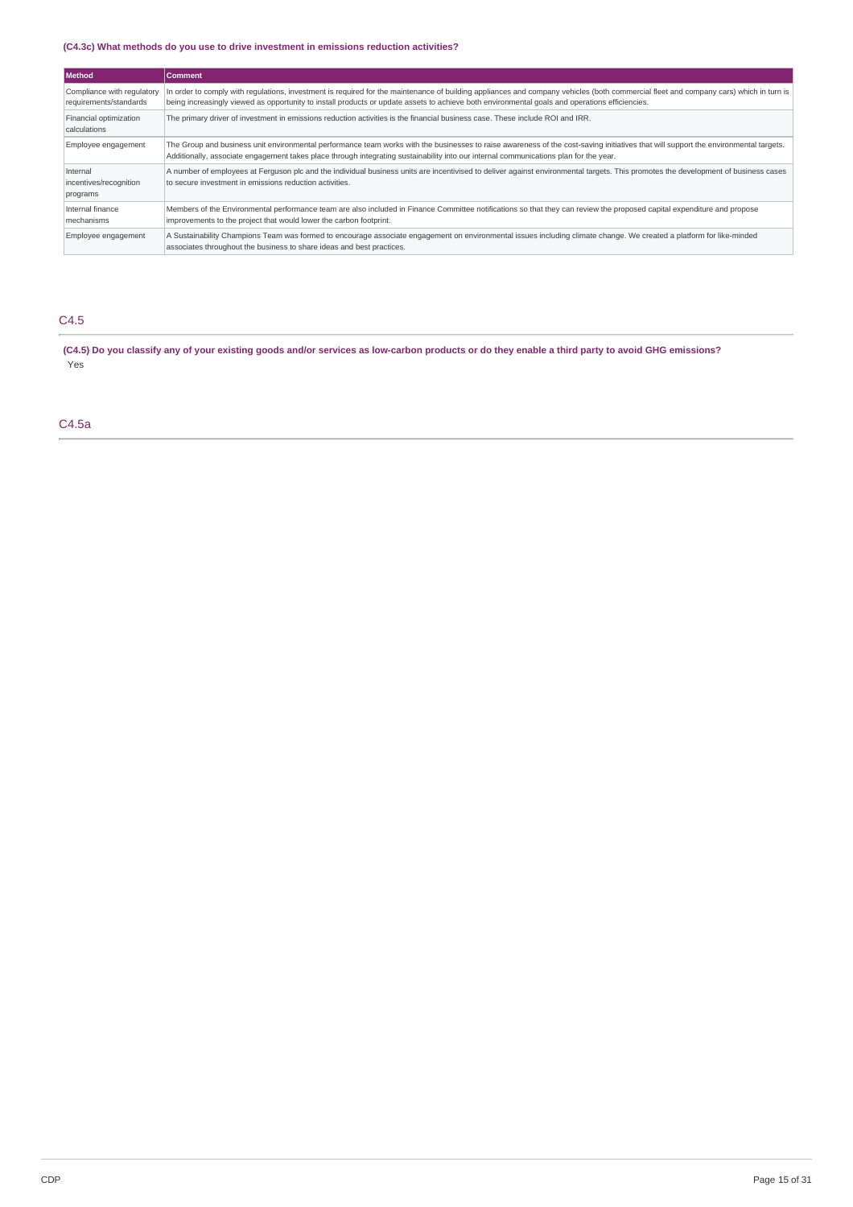### (C4.3c) What methods do you use to drive investment in emissions reduction activities?

| Method | Comment |
|---|---|
| Compliance with regulatory requirements/standards | In order to comply with regulations, investment is required for the maintenance of building appliances and company vehicles (both commercial fleet and company cars) which in turn is being increasingly viewed as opportunity to install products or update assets to achieve both environmental goals and operations efficiencies. |
| Financial optimization calculations | The primary driver of investment in emissions reduction activities is the financial business case. These include ROI and IRR. |
| Employee engagement | The Group and business unit environmental performance team works with the businesses to raise awareness of the cost-saving initiatives that will support the environmental targets. Additionally, associate engagement takes place through integrating sustainability into our internal communications plan for the year. |
| Internal incentives/recognition programs | A number of employees at Ferguson plc and the individual business units are incentivised to deliver against environmental targets. This promotes the development of business cases to secure investment in emissions reduction activities. |
| Internal finance mechanisms | Members of the Environmental performance team are also included in Finance Committee notifications so that they can review the proposed capital expenditure and propose improvements to the project that would lower the carbon footprint. |
| Employee engagement | A Sustainability Champions Team was formed to encourage associate engagement on environmental issues including climate change. We created a platform for like-minded associates throughout the business to share ideas and best practices. |

## C4.5

**(C4.5) Do you classify any of your existing goods and/or services as low-carbon products or do they enable a third party to avoid GHG emissions?**

Yes

## C4.5a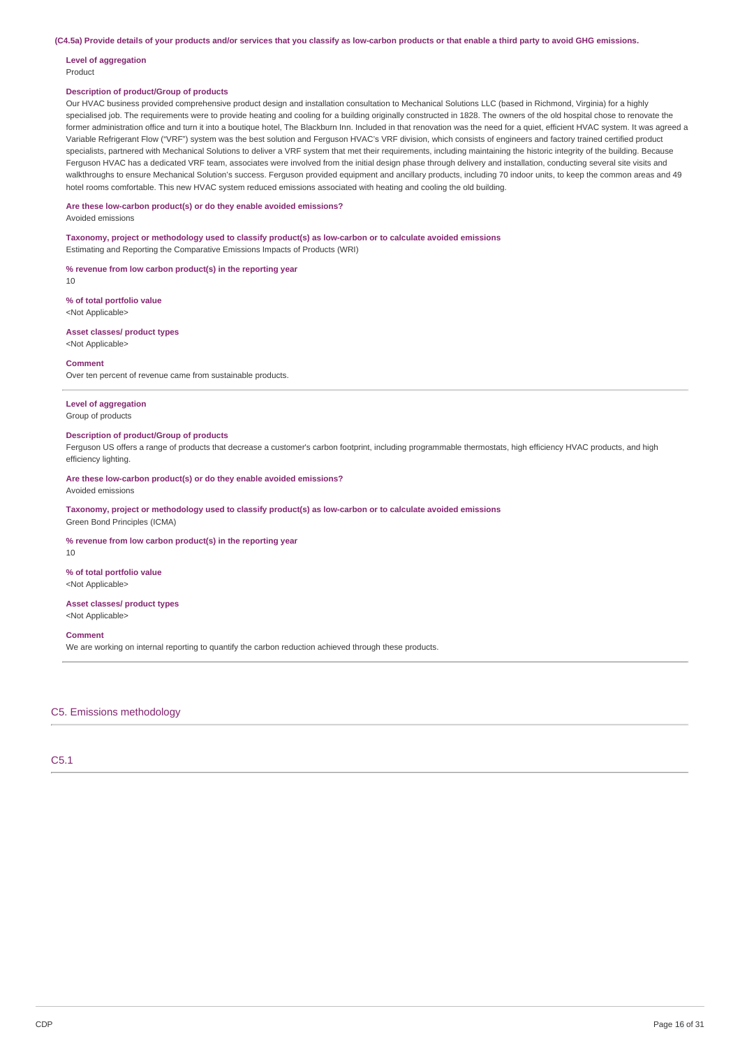**(C4.5a) Provide details of your products and/or services that you classify as low-carbon products or that enable a third party to avoid GHG emissions.**

**Level of aggregation**
Product

**Description of product/Group of products**
Our HVAC business provided comprehensive product design and installation consultation to Mechanical Solutions LLC (based in Richmond, Virginia) for a highly specialised job. The requirements were to provide heating and cooling for a building originally constructed in 1828. The owners of the old hospital chose to renovate the former administration office and turn it into a boutique hotel, The Blackburn Inn. Included in that renovation was the need for a quiet, efficient HVAC system. It was agreed a Variable Refrigerant Flow ("VRF") system was the best solution and Ferguson HVAC's VRF division, which consists of engineers and factory trained certified product specialists, partnered with Mechanical Solutions to deliver a VRF system that met their requirements, including maintaining the historic integrity of the building. Because Ferguson HVAC has a dedicated VRF team, associates were involved from the initial design phase through delivery and installation, conducting several site visits and walkthroughs to ensure Mechanical Solution's success. Ferguson provided equipment and ancillary products, including 70 indoor units, to keep the common areas and 49 hotel rooms comfortable. This new HVAC system reduced emissions associated with heating and cooling the old building.

**Are these low-carbon product(s) or do they enable avoided emissions?**
Avoided emissions

**Taxonomy, project or methodology used to classify product(s) as low-carbon or to calculate avoided emissions**
Estimating and Reporting the Comparative Emissions Impacts of Products (WRI)

**% revenue from low carbon product(s) in the reporting year**
10

**% of total portfolio value**
<Not Applicable>

**Asset classes/ product types**
<Not Applicable>

**Comment**
Over ten percent of revenue came from sustainable products.

---

**Level of aggregation**
Group of products

**Description of product/Group of products**
Ferguson US offers a range of products that decrease a customer's carbon footprint, including programmable thermostats, high efficiency HVAC products, and high efficiency lighting.

**Are these low-carbon product(s) or do they enable avoided emissions?**
Avoided emissions

**Taxonomy, project or methodology used to classify product(s) as low-carbon or to calculate avoided emissions**
Green Bond Principles (ICMA)

**% revenue from low carbon product(s) in the reporting year**
10

**% of total portfolio value**
<Not Applicable>

**Asset classes/ product types**
<Not Applicable>

**Comment**
We are working on internal reporting to quantify the carbon reduction achieved through these products.

## C5. Emissions methodology

### C5.1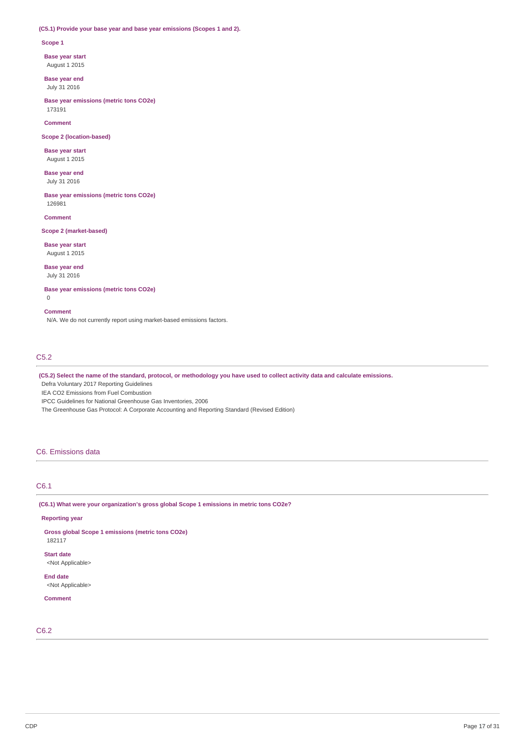**(C5.1) Provide your base year and base year emissions (Scopes 1 and 2).**

**Scope 1**

**Base year start**
August 1 2015

**Base year end**
July 31 2016

**Base year emissions (metric tons CO2e)**
173191

**Comment**

**Scope 2 (location-based)**

**Base year start**
August 1 2015

**Base year end**
July 31 2016

**Base year emissions (metric tons CO2e)**
126981

**Comment**

**Scope 2 (market-based)**

**Base year start**
August 1 2015

**Base year end**
July 31 2016

**Base year emissions (metric tons CO2e)**
0

**Comment**
N/A. We do not currently report using market-based emissions factors.

## C5.2

**(C5.2) Select the name of the standard, protocol, or methodology you have used to collect activity data and calculate emissions.**

Defra Voluntary 2017 Reporting Guidelines
IEA CO2 Emissions from Fuel Combustion
IPCC Guidelines for National Greenhouse Gas Inventories, 2006
The Greenhouse Gas Protocol: A Corporate Accounting and Reporting Standard (Revised Edition)

# C6. Emissions data

## C6.1

**(C6.1) What were your organization's gross global Scope 1 emissions in metric tons CO2e?**

**Reporting year**

**Gross global Scope 1 emissions (metric tons CO2e)**
182117

**Start date**
<Not Applicable>

**End date**
<Not Applicable>

**Comment**

## C6.2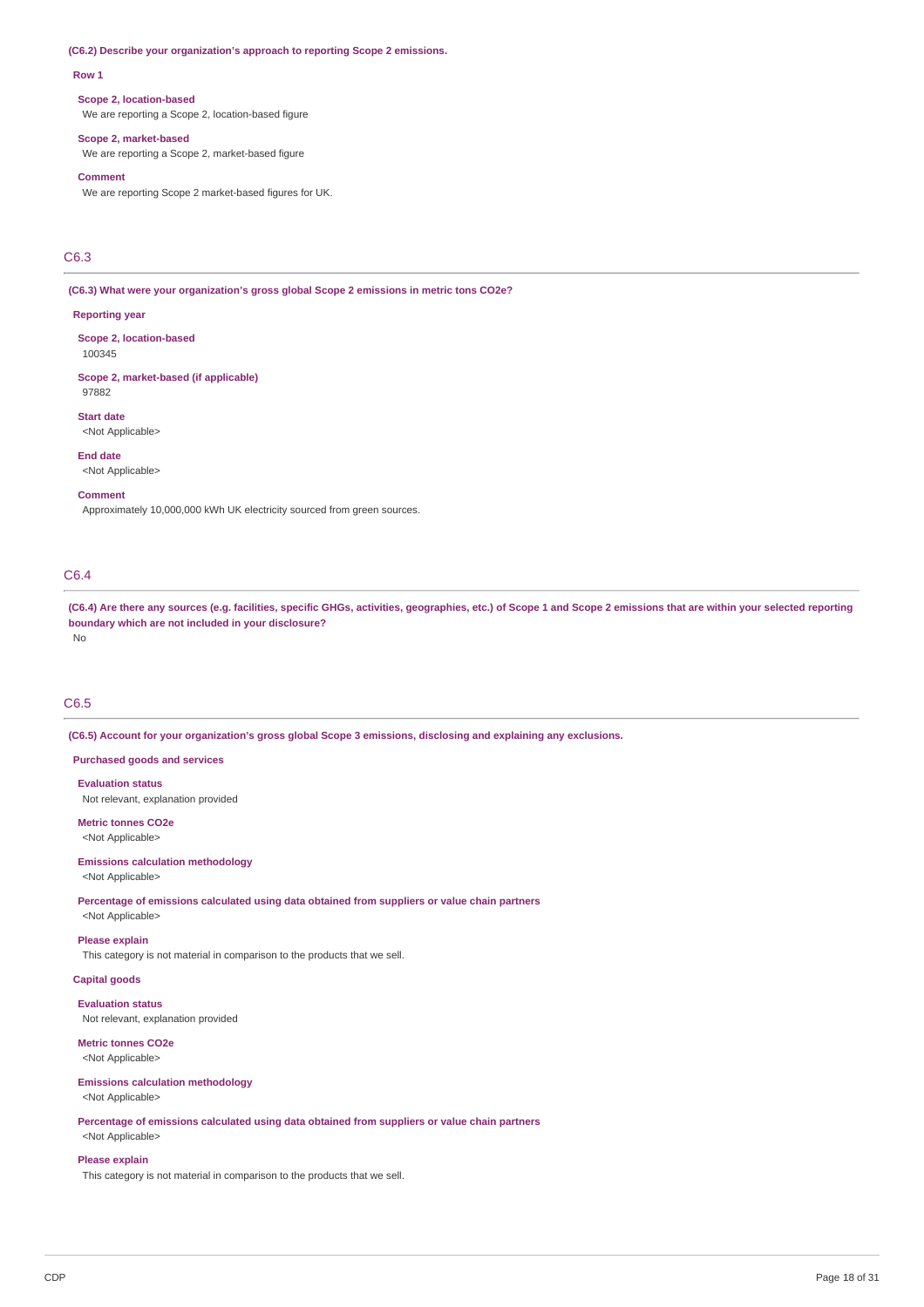**(C6.2) Describe your organization's approach to reporting Scope 2 emissions.**

**Row 1**

**Scope 2, location-based**
We are reporting a Scope 2, location-based figure

**Scope 2, market-based**
We are reporting a Scope 2, market-based figure

**Comment**
We are reporting Scope 2 market-based figures for UK.

## C6.3

**(C6.3) What were your organization's gross global Scope 2 emissions in metric tons CO2e?**

**Reporting year**

**Scope 2, location-based**
100345

**Scope 2, market-based (if applicable)**
97882

**Start date**
<Not Applicable>

**End date**
<Not Applicable>

**Comment**
Approximately 10,000,000 kWh UK electricity sourced from green sources.

## C6.4

**(C6.4) Are there any sources (e.g. facilities, specific GHGs, activities, geographies, etc.) of Scope 1 and Scope 2 emissions that are within your selected reporting boundary which are not included in your disclosure?**
No

## C6.5

**(C6.5) Account for your organization's gross global Scope 3 emissions, disclosing and explaining any exclusions.**

**Purchased goods and services**

**Evaluation status**
Not relevant, explanation provided

**Metric tonnes CO2e**
<Not Applicable>

**Emissions calculation methodology**
<Not Applicable>

**Percentage of emissions calculated using data obtained from suppliers or value chain partners**
<Not Applicable>

**Please explain**
This category is not material in comparison to the products that we sell.

**Capital goods**

**Evaluation status**
Not relevant, explanation provided

**Metric tonnes CO2e**
<Not Applicable>

**Emissions calculation methodology**
<Not Applicable>

**Percentage of emissions calculated using data obtained from suppliers or value chain partners**
<Not Applicable>

**Please explain**
This category is not material in comparison to the products that we sell.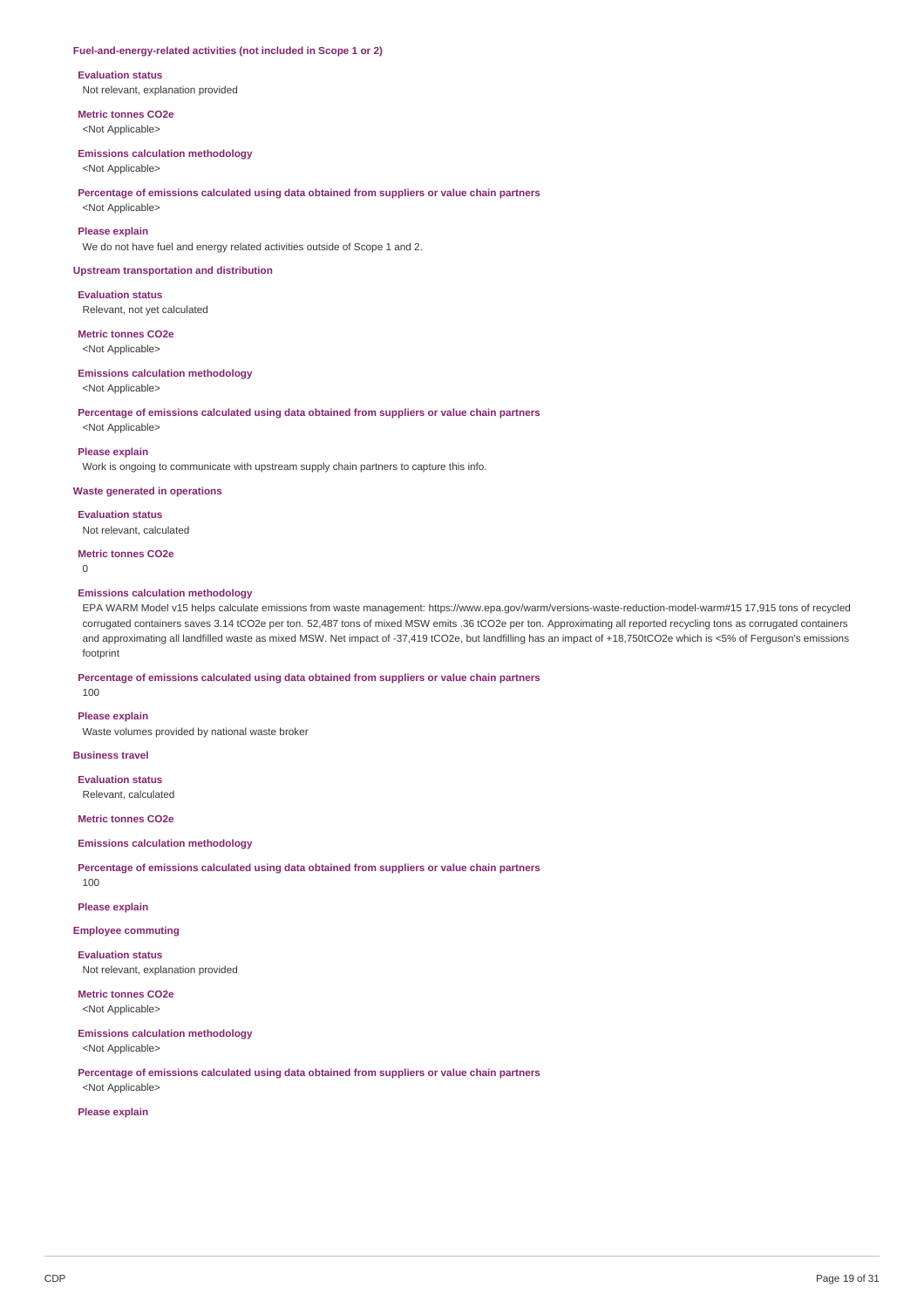### Fuel-and-energy-related activities (not included in Scope 1 or 2)

**Evaluation status**
Not relevant, explanation provided

**Metric tonnes CO2e**
<Not Applicable>

**Emissions calculation methodology**
<Not Applicable>

**Percentage of emissions calculated using data obtained from suppliers or value chain partners**
<Not Applicable>

**Please explain**
We do not have fuel and energy related activities outside of Scope 1 and 2.

### Upstream transportation and distribution

**Evaluation status**
Relevant, not yet calculated

**Metric tonnes CO2e**
<Not Applicable>

**Emissions calculation methodology**
<Not Applicable>

**Percentage of emissions calculated using data obtained from suppliers or value chain partners**
<Not Applicable>

**Please explain**
Work is ongoing to communicate with upstream supply chain partners to capture this info.

### Waste generated in operations

**Evaluation status**
Not relevant, calculated

**Metric tonnes CO2e**
0

**Emissions calculation methodology**
EPA WARM Model v15 helps calculate emissions from waste management: https://www.epa.gov/warm/versions-waste-reduction-model-warm#15 17,915 tons of recycled corrugated containers saves 3.14 tCO2e per ton. 52,487 tons of mixed MSW emits .36 tCO2e per ton. Approximating all reported recycling tons as corrugated containers and approximating all landfilled waste as mixed MSW. Net impact of -37,419 tCO2e, but landfilling has an impact of +18,750tCO2e which is <5% of Ferguson's emissions footprint

**Percentage of emissions calculated using data obtained from suppliers or value chain partners**
100

**Please explain**
Waste volumes provided by national waste broker

### Business travel

**Evaluation status**
Relevant, calculated

**Metric tonnes CO2e**

**Emissions calculation methodology**

**Percentage of emissions calculated using data obtained from suppliers or value chain partners**
100

**Please explain**

### Employee commuting

**Evaluation status**
Not relevant, explanation provided

**Metric tonnes CO2e**
<Not Applicable>

**Emissions calculation methodology**
<Not Applicable>

**Percentage of emissions calculated using data obtained from suppliers or value chain partners**
<Not Applicable>

**Please explain**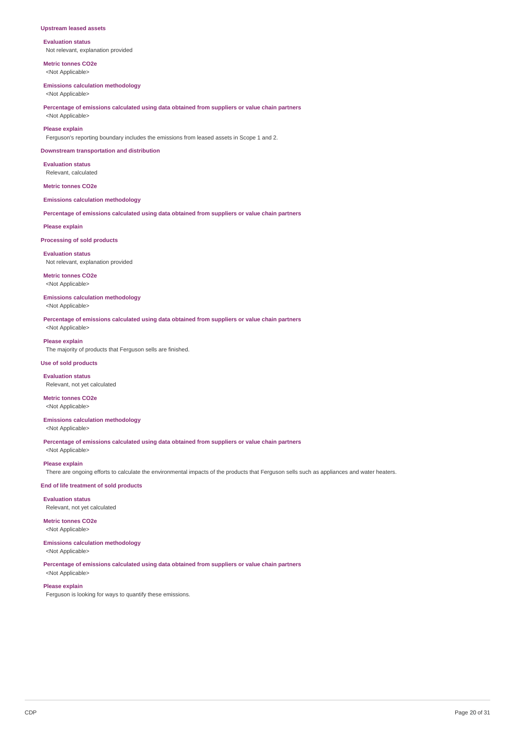### Upstream leased assets

**Evaluation status**
Not relevant, explanation provided

**Metric tonnes CO2e**
<Not Applicable>

**Emissions calculation methodology**
<Not Applicable>

**Percentage of emissions calculated using data obtained from suppliers or value chain partners**
<Not Applicable>

**Please explain**
Ferguson's reporting boundary includes the emissions from leased assets in Scope 1 and 2.

### Downstream transportation and distribution

**Evaluation status**
Relevant, calculated

**Metric tonnes CO2e**

**Emissions calculation methodology**

**Percentage of emissions calculated using data obtained from suppliers or value chain partners**

**Please explain**

### Processing of sold products

**Evaluation status**
Not relevant, explanation provided

**Metric tonnes CO2e**
<Not Applicable>

**Emissions calculation methodology**
<Not Applicable>

**Percentage of emissions calculated using data obtained from suppliers or value chain partners**
<Not Applicable>

**Please explain**
The majority of products that Ferguson sells are finished.

### Use of sold products

**Evaluation status**
Relevant, not yet calculated

**Metric tonnes CO2e**
<Not Applicable>

**Emissions calculation methodology**
<Not Applicable>

**Percentage of emissions calculated using data obtained from suppliers or value chain partners**
<Not Applicable>

**Please explain**
There are ongoing efforts to calculate the environmental impacts of the products that Ferguson sells such as appliances and water heaters.

### End of life treatment of sold products

**Evaluation status**
Relevant, not yet calculated

**Metric tonnes CO2e**
<Not Applicable>

**Emissions calculation methodology**
<Not Applicable>

**Percentage of emissions calculated using data obtained from suppliers or value chain partners**
<Not Applicable>

**Please explain**
Ferguson is looking for ways to quantify these emissions.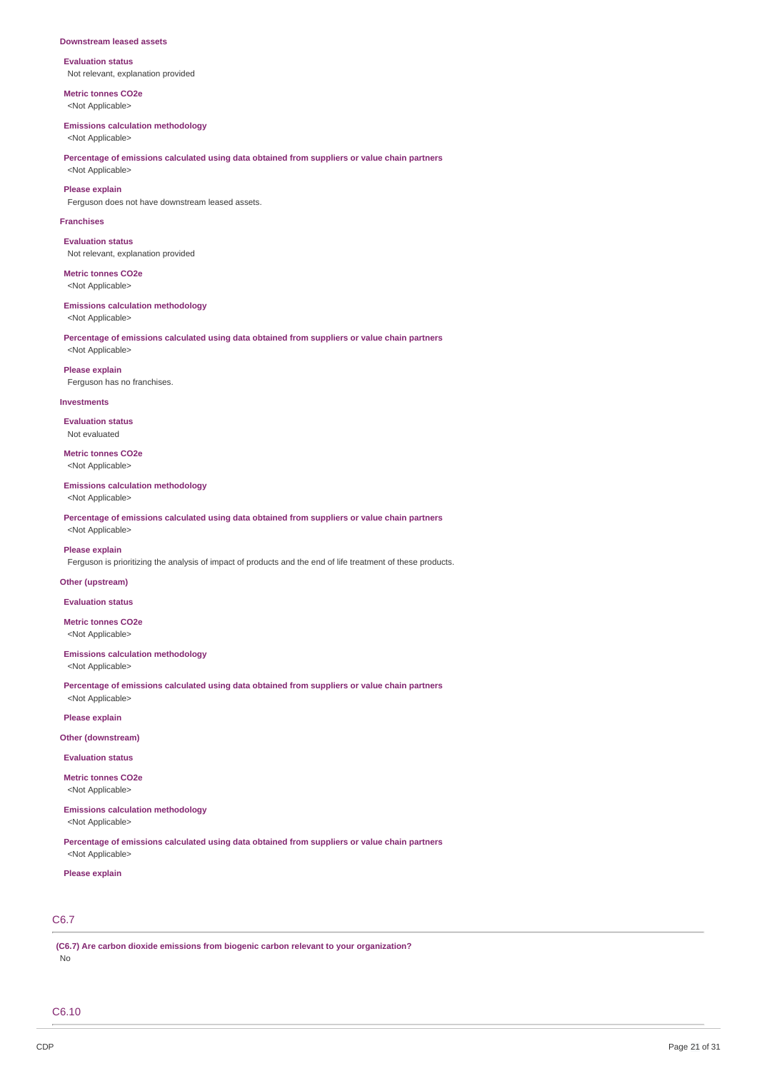**Downstream leased assets**

**Evaluation status**

Not relevant, explanation provided

**Metric tonnes CO2e**

<Not Applicable>

**Emissions calculation methodology**

<Not Applicable>

**Percentage of emissions calculated using data obtained from suppliers or value chain partners**

<Not Applicable>

**Please explain**

Ferguson does not have downstream leased assets.

**Franchises**

**Evaluation status**

Not relevant, explanation provided

**Metric tonnes CO2e**

<Not Applicable>

**Emissions calculation methodology**

<Not Applicable>

**Percentage of emissions calculated using data obtained from suppliers or value chain partners**

<Not Applicable>

**Please explain**

Ferguson has no franchises.

**Investments**

**Evaluation status**

Not evaluated

**Metric tonnes CO2e**

<Not Applicable>

**Emissions calculation methodology**

<Not Applicable>

**Percentage of emissions calculated using data obtained from suppliers or value chain partners**

<Not Applicable>

**Please explain**

Ferguson is prioritizing the analysis of impact of products and the end of life treatment of these products.

**Other (upstream)**

**Evaluation status**

**Metric tonnes CO2e**

<Not Applicable>

**Emissions calculation methodology**

<Not Applicable>

**Percentage of emissions calculated using data obtained from suppliers or value chain partners**

<Not Applicable>

**Please explain**

**Other (downstream)**

**Evaluation status**

**Metric tonnes CO2e**

<Not Applicable>

**Emissions calculation methodology**

<Not Applicable>

**Percentage of emissions calculated using data obtained from suppliers or value chain partners**

<Not Applicable>

**Please explain**

## C6.7

**(C6.7) Are carbon dioxide emissions from biogenic carbon relevant to your organization?**

No

## C6.10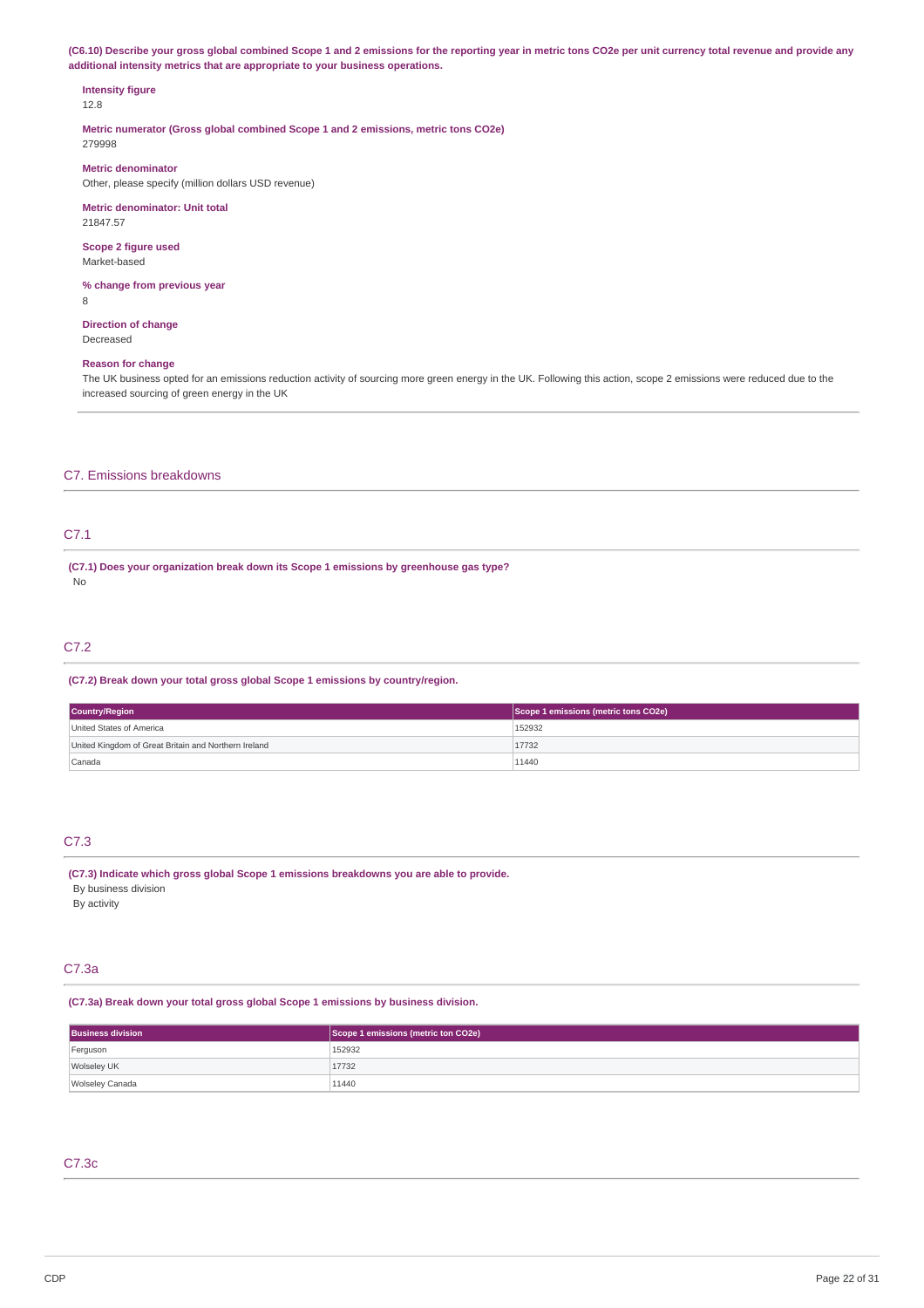**(C6.10) Describe your gross global combined Scope 1 and 2 emissions for the reporting year in metric tons CO2e per unit currency total revenue and provide any additional intensity metrics that are appropriate to your business operations.**

**Intensity figure**
12.8

**Metric numerator (Gross global combined Scope 1 and 2 emissions, metric tons CO2e)**
279998

**Metric denominator**
Other, please specify (million dollars USD revenue)

**Metric denominator: Unit total**
21847.57

**Scope 2 figure used**
Market-based

**% change from previous year**
8

**Direction of change**
Decreased

**Reason for change**
The UK business opted for an emissions reduction activity of sourcing more green energy in the UK. Following this action, scope 2 emissions were reduced due to the increased sourcing of green energy in the UK

## C7. Emissions breakdowns

### C7.1

**(C7.1) Does your organization break down its Scope 1 emissions by greenhouse gas type?**
No

### C7.2

**(C7.2) Break down your total gross global Scope 1 emissions by country/region.**

| Country/Region | Scope 1 emissions (metric tons CO2e) |
|---|---|
| United States of America | 152932 |
| United Kingdom of Great Britain and Northern Ireland | 17732 |
| Canada | 11440 |

### C7.3

**(C7.3) Indicate which gross global Scope 1 emissions breakdowns you are able to provide.**
By business division
By activity

### C7.3a

**(C7.3a) Break down your total gross global Scope 1 emissions by business division.**

| Business division | Scope 1 emissions (metric ton CO2e) |
|---|---|
| Ferguson | 152932 |
| Wolseley UK | 17732 |
| Wolseley Canada | 11440 |

### C7.3c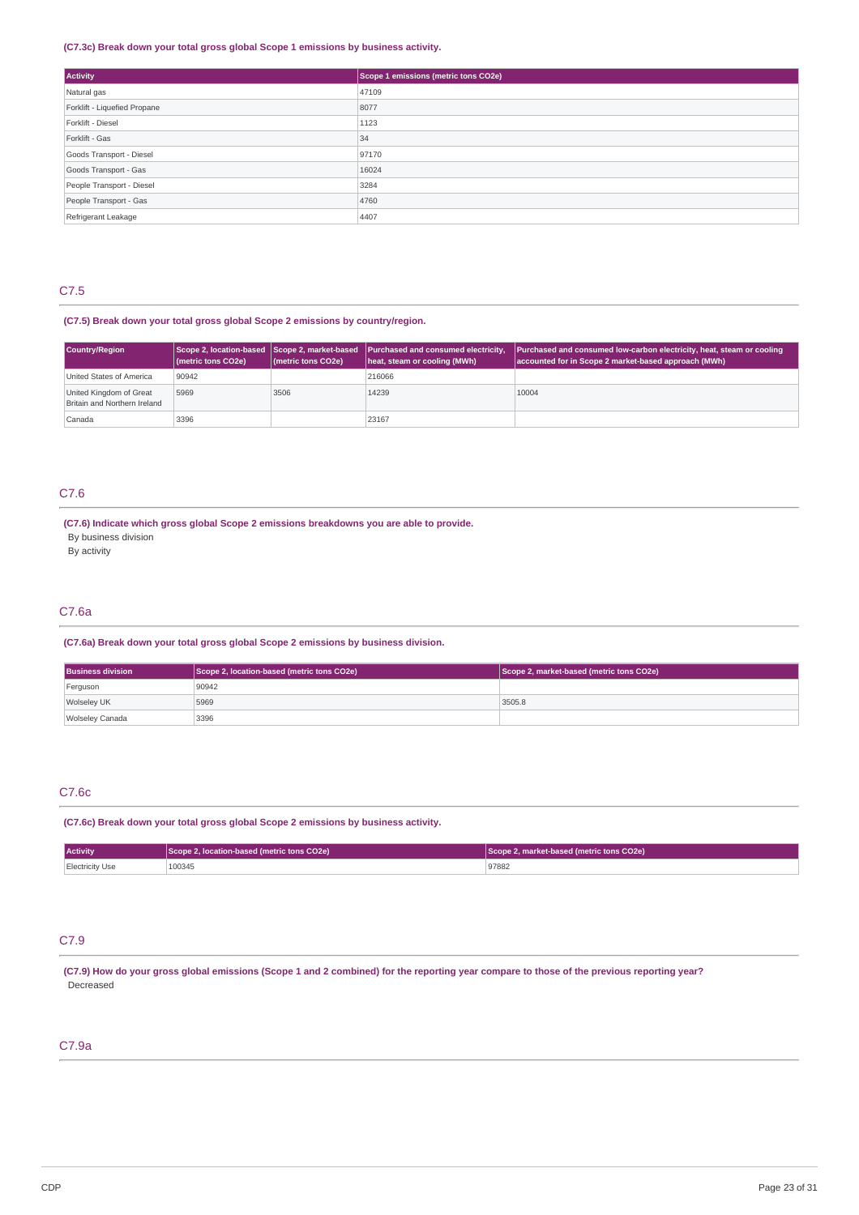### (C7.3c) Break down your total gross global Scope 1 emissions by business activity.

| Activity | Scope 1 emissions (metric tons CO2e) |
|---|---|
| Natural gas | 47109 |
| Forklift - Liquefied Propane | 8077 |
| Forklift - Diesel | 1123 |
| Forklift - Gas | 34 |
| Goods Transport - Diesel | 97170 |
| Goods Transport - Gas | 16024 |
| People Transport - Diesel | 3284 |
| People Transport - Gas | 4760 |
| Refrigerant Leakage | 4407 |

## C7.5

### (C7.5) Break down your total gross global Scope 2 emissions by country/region.

| Country/Region | Scope 2, location-based (metric tons CO2e) | Scope 2, market-based (metric tons CO2e) | Purchased and consumed electricity, heat, steam or cooling (MWh) | Purchased and consumed low-carbon electricity, heat, steam or cooling accounted for in Scope 2 market-based approach (MWh) |
|---|---|---|---|---|
| United States of America | 90942 | | 216066 | |
| United Kingdom of Great Britain and Northern Ireland | 5969 | 3506 | 14239 | 10004 |
| Canada | 3396 | | 23167 | |

## C7.6

### (C7.6) Indicate which gross global Scope 2 emissions breakdowns you are able to provide.

By business division

By activity

## C7.6a

### (C7.6a) Break down your total gross global Scope 2 emissions by business division.

| Business division | Scope 2, location-based (metric tons CO2e) | Scope 2, market-based (metric tons CO2e) |
|---|---|---|
| Ferguson | 90942 | |
| Wolseley UK | 5969 | 3505.8 |
| Wolseley Canada | 3396 | |

## C7.6c

### (C7.6c) Break down your total gross global Scope 2 emissions by business activity.

| Activity | Scope 2, location-based (metric tons CO2e) | Scope 2, market-based (metric tons CO2e) |
|---|---|---|
| Electricity Use | 100345 | 97882 |

## C7.9

### (C7.9) How do your gross global emissions (Scope 1 and 2 combined) for the reporting year compare to those of the previous reporting year?

Decreased

## C7.9a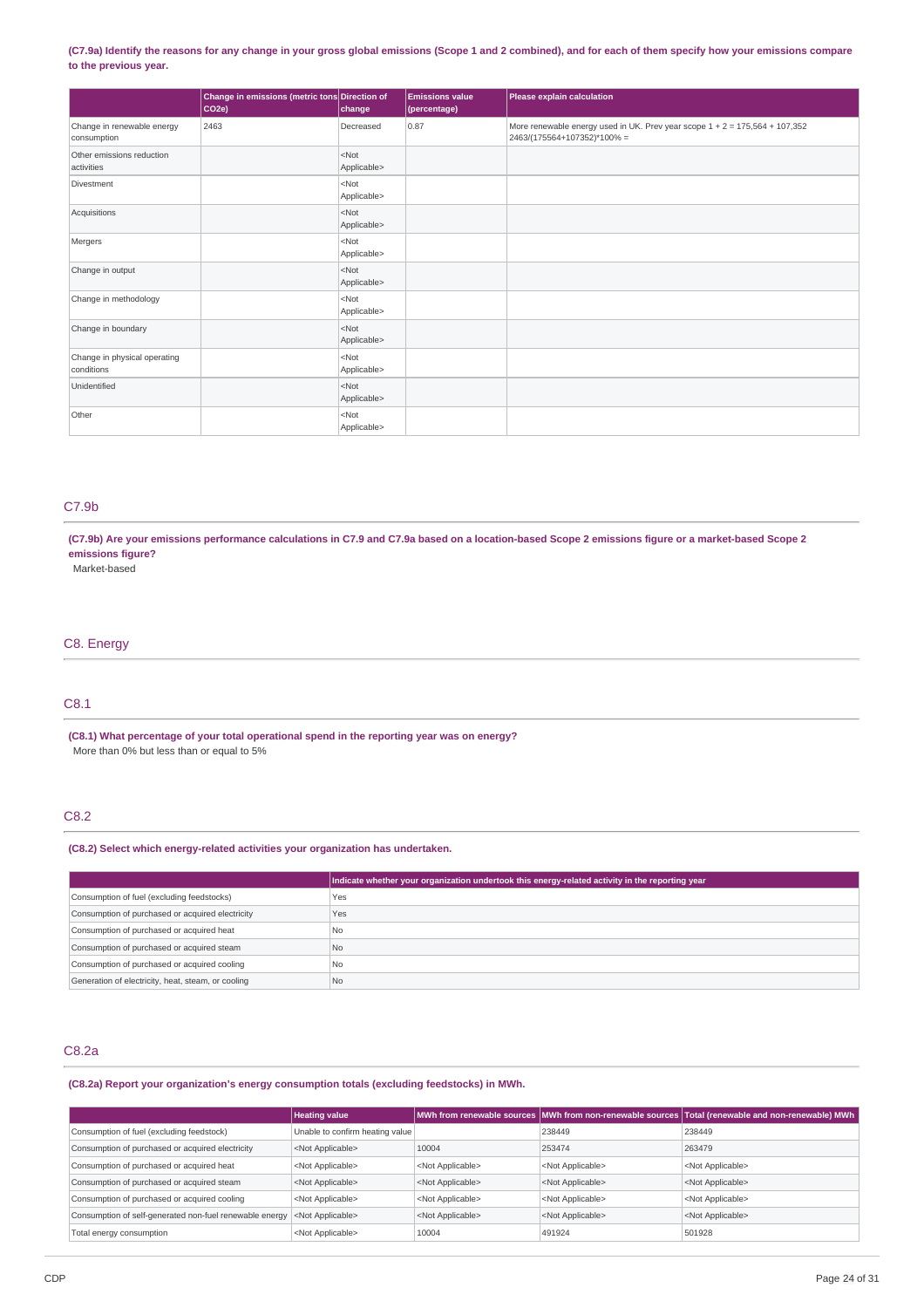(C7.9a) Identify the reasons for any change in your gross global emissions (Scope 1 and 2 combined), and for each of them specify how your emissions compare to the previous year.

| | Change in emissions (metric tons CO2e) | Direction of change | Emissions value (percentage) | Please explain calculation |
|---|---|---|---|---|
| Change in renewable energy consumption | 2463 | Decreased | 0.87 | More renewable energy used in UK. Prev year scope 1 + 2 = 175,564 + 107,352 2463/(175564+107352)*100% = |
| Other emissions reduction activities | | <Not Applicable> | | |
| Divestment | | <Not Applicable> | | |
| Acquisitions | | <Not Applicable> | | |
| Mergers | | <Not Applicable> | | |
| Change in output | | <Not Applicable> | | |
| Change in methodology | | <Not Applicable> | | |
| Change in boundary | | <Not Applicable> | | |
| Change in physical operating conditions | | <Not Applicable> | | |
| Unidentified | | <Not Applicable> | | |
| Other | | <Not Applicable> | | |

## C7.9b

(C7.9b) Are your emissions performance calculations in C7.9 and C7.9a based on a location-based Scope 2 emissions figure or a market-based Scope 2 emissions figure?

Market-based

# C8. Energy

## C8.1

(C8.1) What percentage of your total operational spend in the reporting year was on energy?

More than 0% but less than or equal to 5%

## C8.2

(C8.2) Select which energy-related activities your organization has undertaken.

| | Indicate whether your organization undertook this energy-related activity in the reporting year |
|---|---|
| Consumption of fuel (excluding feedstocks) | Yes |
| Consumption of purchased or acquired electricity | Yes |
| Consumption of purchased or acquired heat | No |
| Consumption of purchased or acquired steam | No |
| Consumption of purchased or acquired cooling | No |
| Generation of electricity, heat, steam, or cooling | No |

## C8.2a

(C8.2a) Report your organization's energy consumption totals (excluding feedstocks) in MWh.

| | Heating value | MWh from renewable sources | MWh from non-renewable sources | Total (renewable and non-renewable) MWh |
|---|---|---|---|---|
| Consumption of fuel (excluding feedstock) | Unable to confirm heating value | | 238449 | 238449 |
| Consumption of purchased or acquired electricity | <Not Applicable> | 10004 | 253474 | 263479 |
| Consumption of purchased or acquired heat | <Not Applicable> | <Not Applicable> | <Not Applicable> | <Not Applicable> |
| Consumption of purchased or acquired steam | <Not Applicable> | <Not Applicable> | <Not Applicable> | <Not Applicable> |
| Consumption of purchased or acquired cooling | <Not Applicable> | <Not Applicable> | <Not Applicable> | <Not Applicable> |
| Consumption of self-generated non-fuel renewable energy | <Not Applicable> | <Not Applicable> | <Not Applicable> | <Not Applicable> |
| Total energy consumption | <Not Applicable> | 10004 | 491924 | 501928 |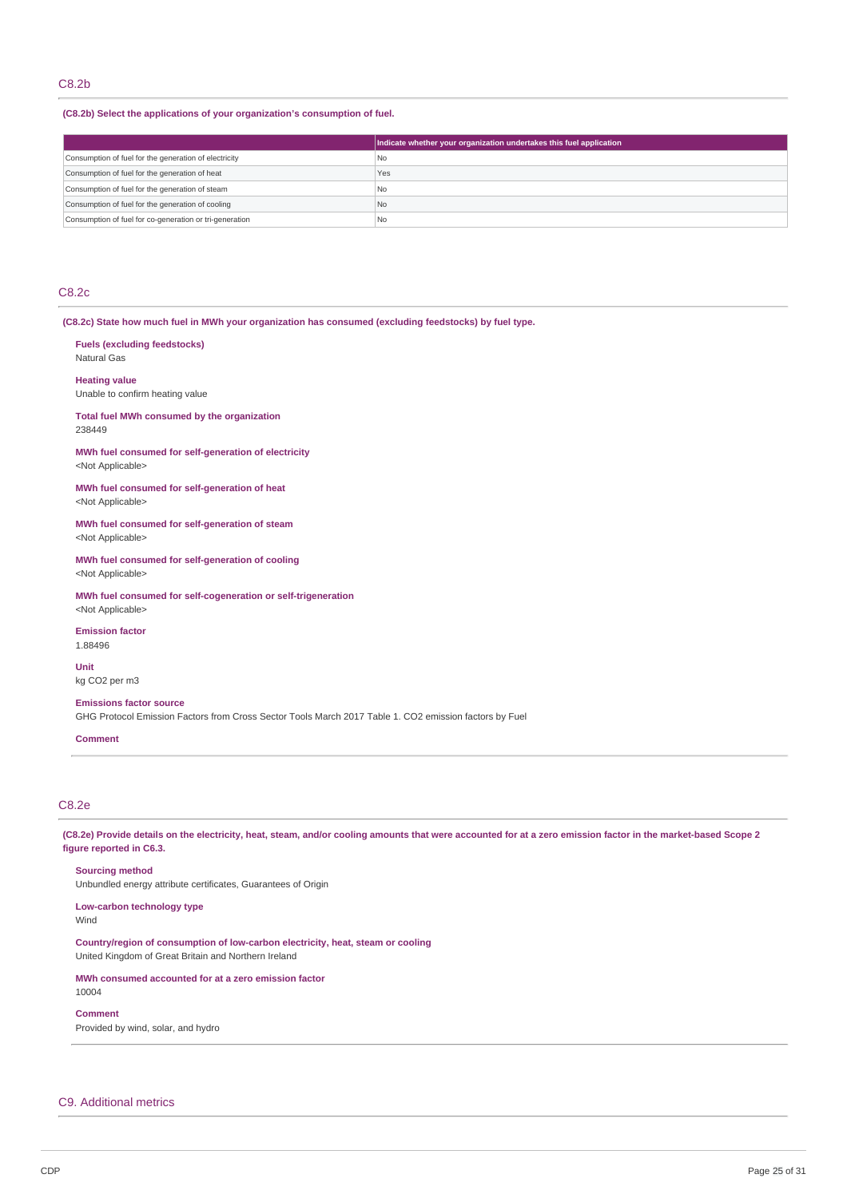## C8.2b

**(C8.2b) Select the applications of your organization's consumption of fuel.**

| | Indicate whether your organization undertakes this fuel application |
|---|---|
| Consumption of fuel for the generation of electricity | No |
| Consumption of fuel for the generation of heat | Yes |
| Consumption of fuel for the generation of steam | No |
| Consumption of fuel for the generation of cooling | No |
| Consumption of fuel for co-generation or tri-generation | No |

## C8.2c

**(C8.2c) State how much fuel in MWh your organization has consumed (excluding feedstocks) by fuel type.**

**Fuels (excluding feedstocks)**
Natural Gas

**Heating value**
Unable to confirm heating value

**Total fuel MWh consumed by the organization**
238449

**MWh fuel consumed for self-generation of electricity**
<Not Applicable>

**MWh fuel consumed for self-generation of heat**
<Not Applicable>

**MWh fuel consumed for self-generation of steam**
<Not Applicable>

**MWh fuel consumed for self-generation of cooling**
<Not Applicable>

**MWh fuel consumed for self-cogeneration or self-trigeneration**
<Not Applicable>

**Emission factor**
1.88496

**Unit**
kg CO2 per m3

**Emissions factor source**
GHG Protocol Emission Factors from Cross Sector Tools March 2017 Table 1. CO2 emission factors by Fuel

**Comment**

## C8.2e

**(C8.2e) Provide details on the electricity, heat, steam, and/or cooling amounts that were accounted for at a zero emission factor in the market-based Scope 2 figure reported in C6.3.**

**Sourcing method**
Unbundled energy attribute certificates, Guarantees of Origin

**Low-carbon technology type**
Wind

**Country/region of consumption of low-carbon electricity, heat, steam or cooling**
United Kingdom of Great Britain and Northern Ireland

**MWh consumed accounted for at a zero emission factor**
10004

**Comment**
Provided by wind, solar, and hydro

## C9. Additional metrics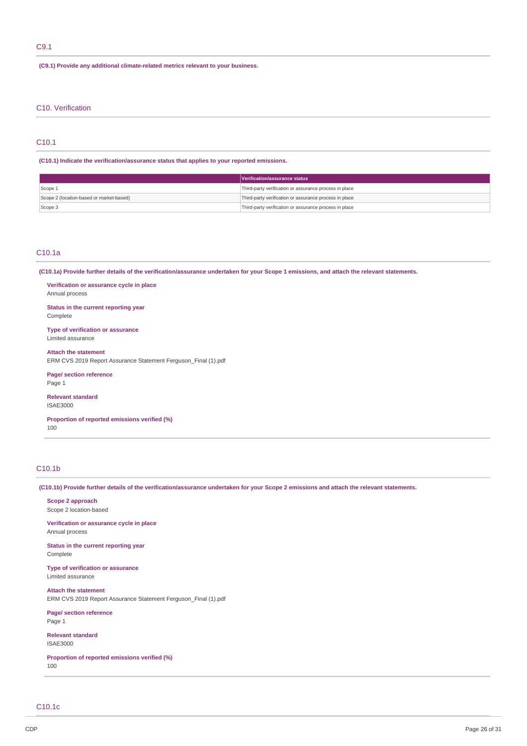## C9.1

**(C9.1) Provide any additional climate-related metrics relevant to your business.**

## C10. Verification

## C10.1

**(C10.1) Indicate the verification/assurance status that applies to your reported emissions.**

| | Verification/assurance status |
|---|---|
| Scope 1 | Third-party verification or assurance process in place |
| Scope 2 (location-based or market-based) | Third-party verification or assurance process in place |
| Scope 3 | Third-party verification or assurance process in place |

## C10.1a

**(C10.1a) Provide further details of the verification/assurance undertaken for your Scope 1 emissions, and attach the relevant statements.**

**Verification or assurance cycle in place**
Annual process

**Status in the current reporting year**
Complete

**Type of verification or assurance**
Limited assurance

**Attach the statement**
ERM CVS 2019 Report Assurance Statement Ferguson_Final (1).pdf

**Page/ section reference**
Page 1

**Relevant standard**
ISAE3000

**Proportion of reported emissions verified (%)**
100

## C10.1b

**(C10.1b) Provide further details of the verification/assurance undertaken for your Scope 2 emissions and attach the relevant statements.**

**Scope 2 approach**
Scope 2 location-based

**Verification or assurance cycle in place**
Annual process

**Status in the current reporting year**
Complete

**Type of verification or assurance**
Limited assurance

**Attach the statement**
ERM CVS 2019 Report Assurance Statement Ferguson_Final (1).pdf

**Page/ section reference**
Page 1

**Relevant standard**
ISAE3000

**Proportion of reported emissions verified (%)**
100

## C10.1c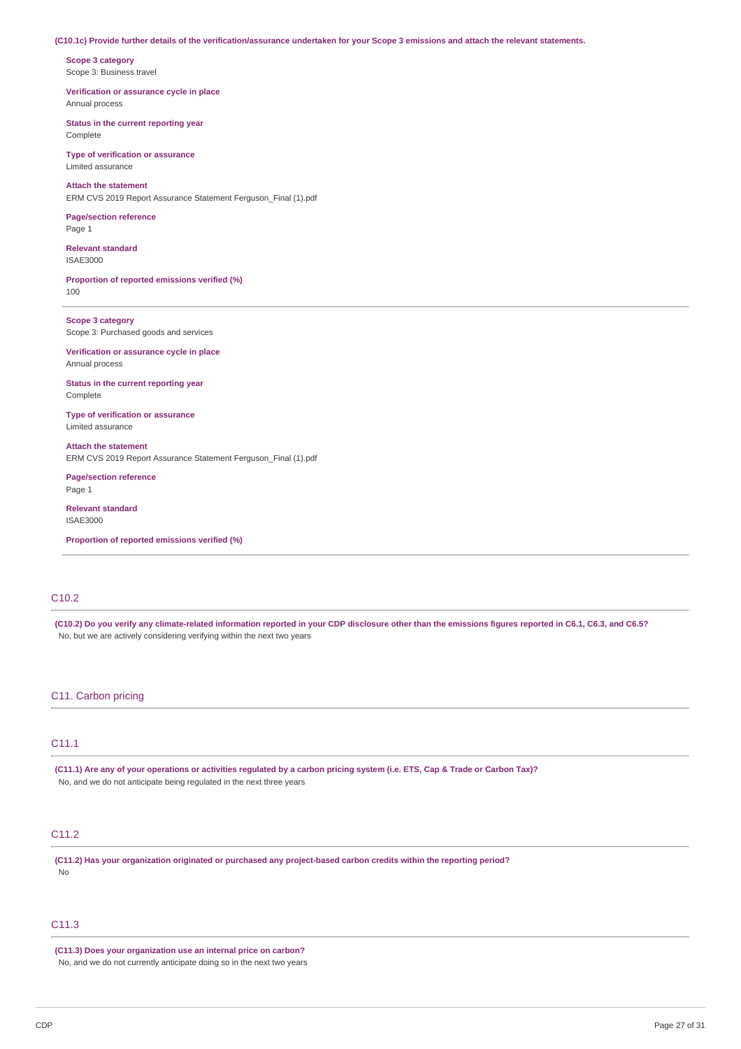**(C10.1c) Provide further details of the verification/assurance undertaken for your Scope 3 emissions and attach the relevant statements.**

**Scope 3 category**
Scope 3: Business travel

**Verification or assurance cycle in place**
Annual process

**Status in the current reporting year**
Complete

**Type of verification or assurance**
Limited assurance

**Attach the statement**
ERM CVS 2019 Report Assurance Statement Ferguson_Final (1).pdf

**Page/section reference**
Page 1

**Relevant standard**
ISAE3000

**Proportion of reported emissions verified (%)**
100

---

**Scope 3 category**
Scope 3: Purchased goods and services

**Verification or assurance cycle in place**
Annual process

**Status in the current reporting year**
Complete

**Type of verification or assurance**
Limited assurance

**Attach the statement**
ERM CVS 2019 Report Assurance Statement Ferguson_Final (1).pdf

**Page/section reference**
Page 1

**Relevant standard**
ISAE3000

**Proportion of reported emissions verified (%)**

---

## C10.2

**(C10.2) Do you verify any climate-related information reported in your CDP disclosure other than the emissions figures reported in C6.1, C6.3, and C6.5?**
No, but we are actively considering verifying within the next two years

# C11. Carbon pricing

## C11.1

**(C11.1) Are any of your operations or activities regulated by a carbon pricing system (i.e. ETS, Cap & Trade or Carbon Tax)?**
No, and we do not anticipate being regulated in the next three years

## C11.2

**(C11.2) Has your organization originated or purchased any project-based carbon credits within the reporting period?**
No

## C11.3

**(C11.3) Does your organization use an internal price on carbon?**
No, and we do not currently anticipate doing so in the next two years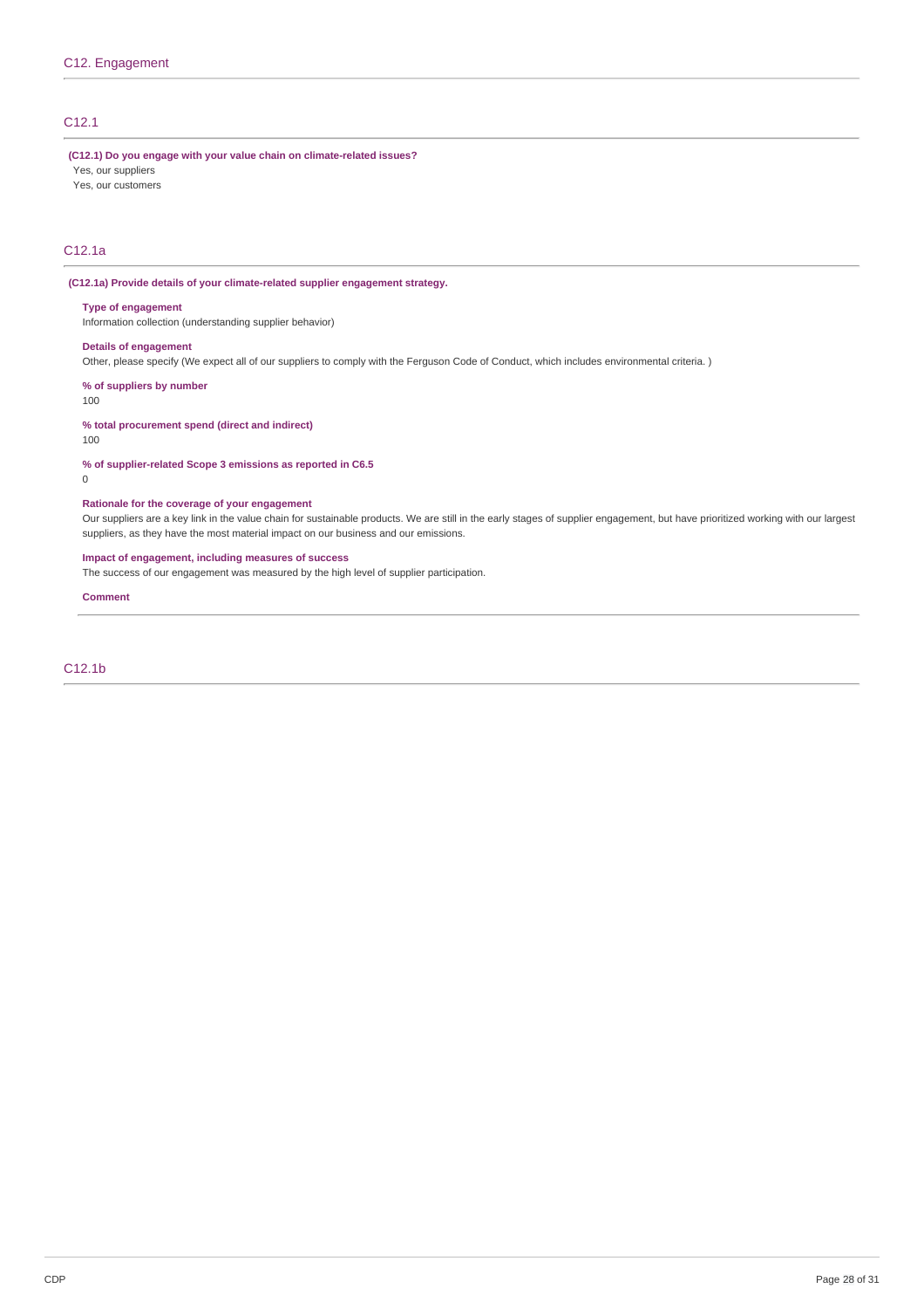## C12. Engagement

### C12.1

**(C12.1) Do you engage with your value chain on climate-related issues?**

Yes, our suppliers

Yes, our customers

### C12.1a

**(C12.1a) Provide details of your climate-related supplier engagement strategy.**

**Type of engagement**

Information collection (understanding supplier behavior)

**Details of engagement**

Other, please specify (We expect all of our suppliers to comply with the Ferguson Code of Conduct, which includes environmental criteria. )

**% of suppliers by number**

100

**% total procurement spend (direct and indirect)**

100

**% of supplier-related Scope 3 emissions as reported in C6.5**

0

**Rationale for the coverage of your engagement**

Our suppliers are a key link in the value chain for sustainable products. We are still in the early stages of supplier engagement, but have prioritized working with our largest suppliers, as they have the most material impact on our business and our emissions.

**Impact of engagement, including measures of success**

The success of our engagement was measured by the high level of supplier participation.

**Comment**

### C12.1b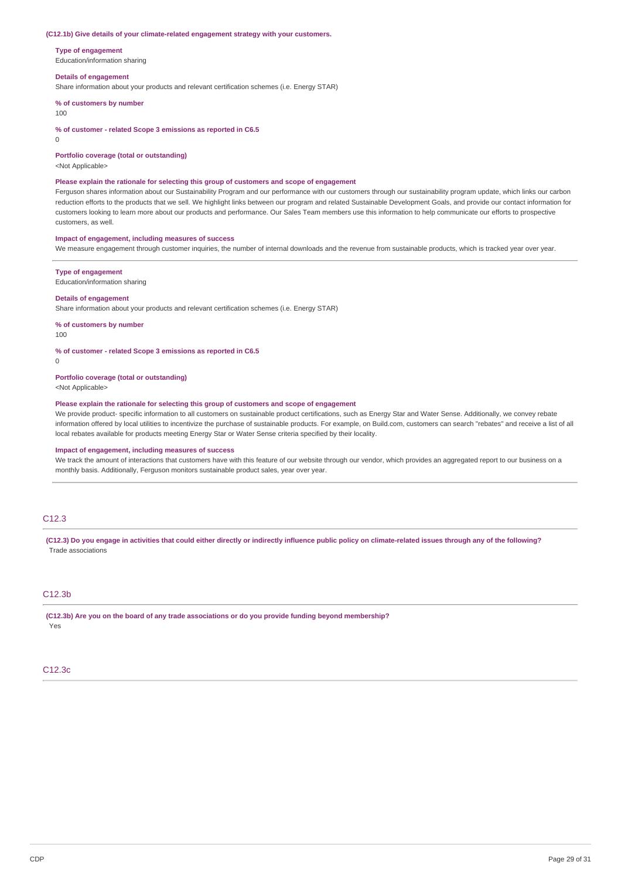**(C12.1b) Give details of your climate-related engagement strategy with your customers.**

**Type of engagement**
Education/information sharing

**Details of engagement**
Share information about your products and relevant certification schemes (i.e. Energy STAR)

**% of customers by number**
100

**% of customer - related Scope 3 emissions as reported in C6.5**
0

**Portfolio coverage (total or outstanding)**
<Not Applicable>

**Please explain the rationale for selecting this group of customers and scope of engagement**
Ferguson shares information about our Sustainability Program and our performance with our customers through our sustainability program update, which links our carbon reduction efforts to the products that we sell. We highlight links between our program and related Sustainable Development Goals, and provide our contact information for customers looking to learn more about our products and performance. Our Sales Team members use this information to help communicate our efforts to prospective customers, as well.

**Impact of engagement, including measures of success**
We measure engagement through customer inquiries, the number of internal downloads and the revenue from sustainable products, which is tracked year over year.

---

**Type of engagement**
Education/information sharing

**Details of engagement**
Share information about your products and relevant certification schemes (i.e. Energy STAR)

**% of customers by number**
100

**% of customer - related Scope 3 emissions as reported in C6.5**
0

**Portfolio coverage (total or outstanding)**
<Not Applicable>

**Please explain the rationale for selecting this group of customers and scope of engagement**
We provide product- specific information to all customers on sustainable product certifications, such as Energy Star and Water Sense. Additionally, we convey rebate information offered by local utilities to incentivize the purchase of sustainable products. For example, on Build.com, customers can search "rebates" and receive a list of all local rebates available for products meeting Energy Star or Water Sense criteria specified by their locality.

**Impact of engagement, including measures of success**
We track the amount of interactions that customers have with this feature of our website through our vendor, which provides an aggregated report to our business on a monthly basis. Additionally, Ferguson monitors sustainable product sales, year over year.

## C12.3

**(C12.3) Do you engage in activities that could either directly or indirectly influence public policy on climate-related issues through any of the following?**
Trade associations

## C12.3b

**(C12.3b) Are you on the board of any trade associations or do you provide funding beyond membership?**
Yes

## C12.3c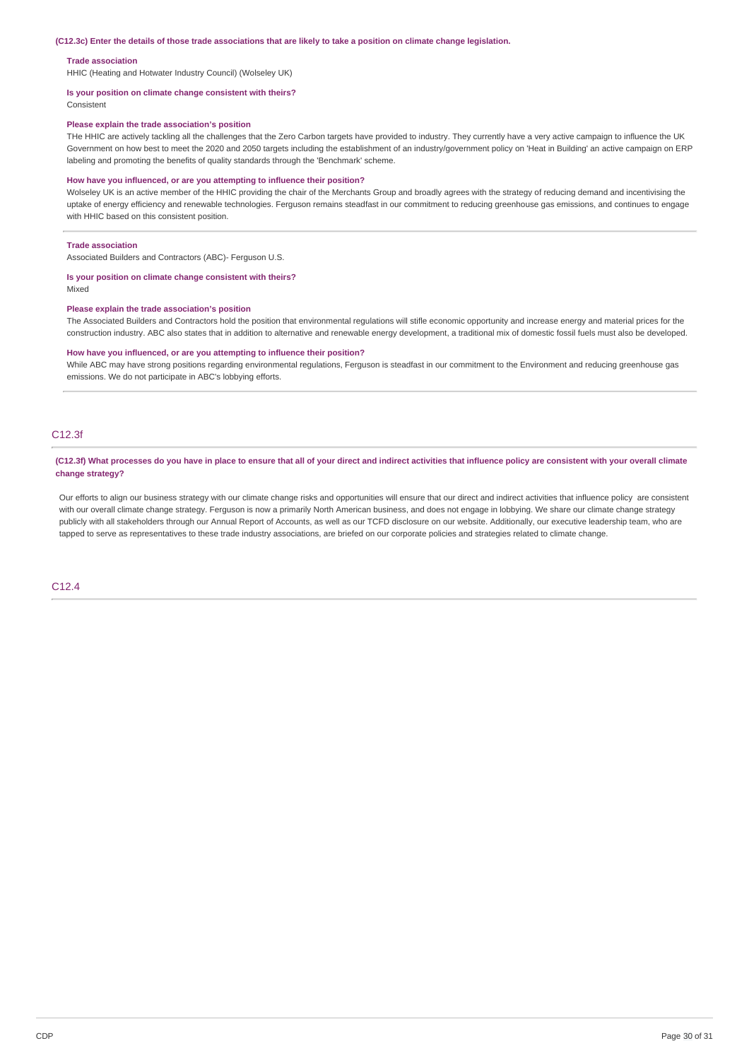**(C12.3c) Enter the details of those trade associations that are likely to take a position on climate change legislation.**

**Trade association**
HHIC (Heating and Hotwater Industry Council) (Wolseley UK)

**Is your position on climate change consistent with theirs?**
Consistent

**Please explain the trade association's position**
THe HHIC are actively tackling all the challenges that the Zero Carbon targets have provided to industry. They currently have a very active campaign to influence the UK Government on how best to meet the 2020 and 2050 targets including the establishment of an industry/government policy on 'Heat in Building' an active campaign on ERP labeling and promoting the benefits of quality standards through the 'Benchmark' scheme.

**How have you influenced, or are you attempting to influence their position?**
Wolseley UK is an active member of the HHIC providing the chair of the Merchants Group and broadly agrees with the strategy of reducing demand and incentivising the uptake of energy efficiency and renewable technologies. Ferguson remains steadfast in our commitment to reducing greenhouse gas emissions, and continues to engage with HHIC based on this consistent position.

**Trade association**
Associated Builders and Contractors (ABC)- Ferguson U.S.

**Is your position on climate change consistent with theirs?**
Mixed

**Please explain the trade association's position**
The Associated Builders and Contractors hold the position that environmental regulations will stifle economic opportunity and increase energy and material prices for the construction industry. ABC also states that in addition to alternative and renewable energy development, a traditional mix of domestic fossil fuels must also be developed.

**How have you influenced, or are you attempting to influence their position?**
While ABC may have strong positions regarding environmental regulations, Ferguson is steadfast in our commitment to the Environment and reducing greenhouse gas emissions. We do not participate in ABC's lobbying efforts.

## C12.3f

**(C12.3f) What processes do you have in place to ensure that all of your direct and indirect activities that influence policy are consistent with your overall climate change strategy?**

Our efforts to align our business strategy with our climate change risks and opportunities will ensure that our direct and indirect activities that influence policy are consistent with our overall climate change strategy. Ferguson is now a primarily North American business, and does not engage in lobbying. We share our climate change strategy publicly with all stakeholders through our Annual Report of Accounts, as well as our TCFD disclosure on our website. Additionally, our executive leadership team, who are tapped to serve as representatives to these trade industry associations, are briefed on our corporate policies and strategies related to climate change.

## C12.4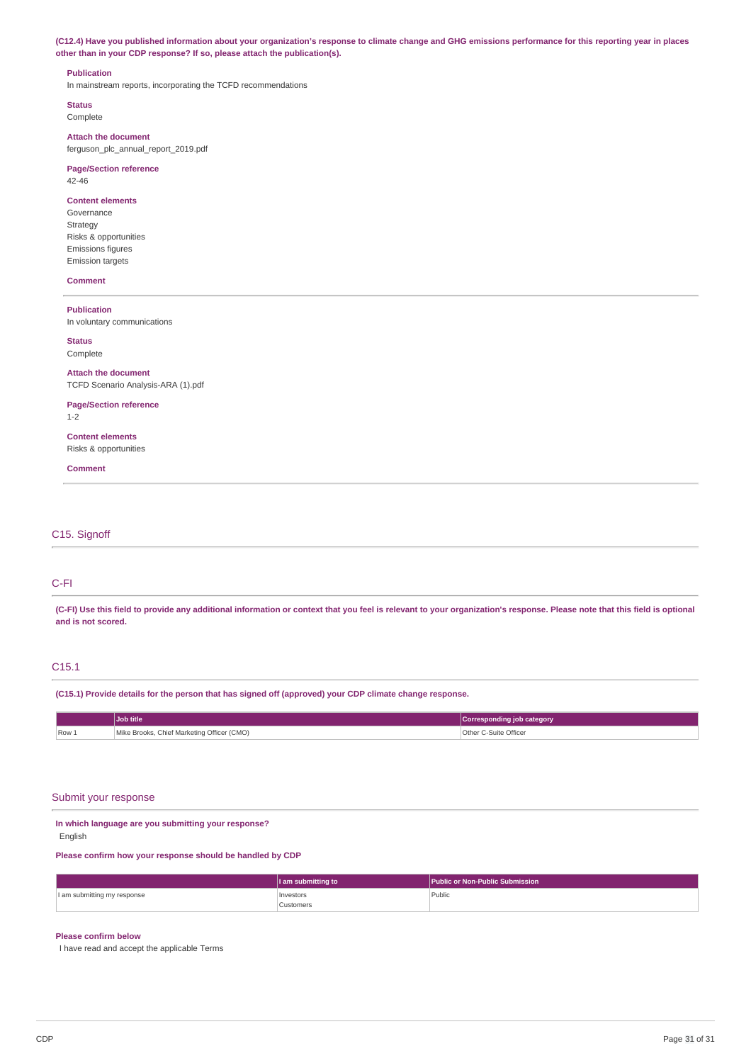**(C12.4) Have you published information about your organization's response to climate change and GHG emissions performance for this reporting year in places other than in your CDP response? If so, please attach the publication(s).**

**Publication**
In mainstream reports, incorporating the TCFD recommendations

**Status**
Complete

**Attach the document**
ferguson_plc_annual_report_2019.pdf

**Page/Section reference**
42-46

**Content elements**
Governance
Strategy
Risks & opportunities
Emissions figures
Emission targets

**Comment**

---

**Publication**
In voluntary communications

**Status**
Complete

**Attach the document**
TCFD Scenario Analysis-ARA (1).pdf

**Page/Section reference**
1-2

**Content elements**
Risks & opportunities

**Comment**

---

## C15. Signoff

## C-FI

**(C-FI) Use this field to provide any additional information or context that you feel is relevant to your organization's response. Please note that this field is optional and is not scored.**

## C15.1

**(C15.1) Provide details for the person that has signed off (approved) your CDP climate change response.**

| | Job title | Corresponding job category |
|---|---|---|
| Row 1 | Mike Brooks, Chief Marketing Officer (CMO) | Other C-Suite Officer |

## Submit your response

**In which language are you submitting your response?**
English

**Please confirm how your response should be handled by CDP**

| | I am submitting to | Public or Non-Public Submission |
|---|---|---|
| I am submitting my response | Investors<br>Customers | Public |

**Please confirm below**
I have read and accept the applicable Terms